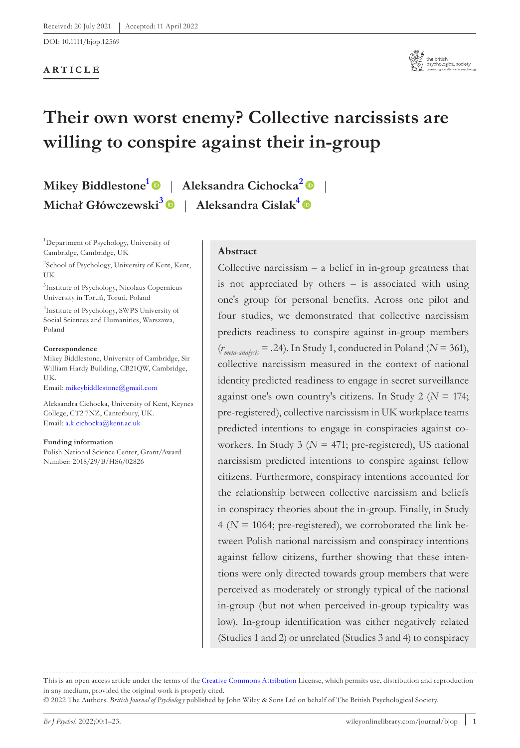Received: 20 July 2021 | Accepted: 11 April 2022

DOI: 10.1111/bjop.12569

**ARTICLE**

# Their own worst enemy? Collective narcissists are willing to conspire against their in-group

**Mikey Biddlestone**[1] | **Aleksandra Cichocka**[2] | **Michał Główczewski**[3] | **Aleksandra Cislak**[4]

[1]Department of Psychology, University of Cambridge, Cambridge, UK

[2]School of Psychology, University of Kent, Kent, UK

[3]Institute of Psychology, Nicolaus Copernicus University in Toruń, Toruń, Poland

[4]Institute of Psychology, SWPS University of Social Sciences and Humanities, Warszawa, Poland

**Correspondence**

Mikey Biddlestone, University of Cambridge, Sir William Hardy Building, CB21QW, Cambridge, UK.
Email: mikeybiddlestone@gmail.com

Aleksandra Cichocka, University of Kent, Keynes College, CT2 7NZ, Canterbury, UK.
Email: a.k.cichocka@kent.ac.uk

**Funding information**

Polish National Science Center, Grant/Award Number: 2018/29/B/HS6/02826

## Abstract

Collective narcissism – a belief in in-group greatness that is not appreciated by others – is associated with using one's group for personal benefits. Across one pilot and four studies, we demonstrated that collective narcissism predicts readiness to conspire against in-group members ($r_{meta\text{-}analysis}$ = .24). In Study 1, conducted in Poland ($N$ = 361), collective narcissism measured in the context of national identity predicted readiness to engage in secret surveillance against one's own country's citizens. In Study 2 ($N$ = 174; pre-registered), collective narcissism in UK workplace teams predicted intentions to engage in conspiracies against co-workers. In Study 3 ($N$ = 471; pre-registered), US national narcissism predicted intentions to conspire against fellow citizens. Furthermore, conspiracy intentions accounted for the relationship between collective narcissism and beliefs in conspiracy theories about the in-group. Finally, in Study 4 ($N$ = 1064; pre-registered), we corroborated the link between Polish national narcissism and conspiracy intentions against fellow citizens, further showing that these intentions were only directed towards group members that were perceived as moderately or strongly typical of the national in-group (but not when perceived in-group typicality was low). In-group identification was either negatively related (Studies 1 and 2) or unrelated (Studies 3 and 4) to conspiracy

This is an open access article under the terms of the Creative Commons Attribution License, which permits use, distribution and reproduction in any medium, provided the original work is properly cited.

© 2022 The Authors. *British Journal of Psychology* published by John Wiley & Sons Ltd on behalf of The British Psychological Society.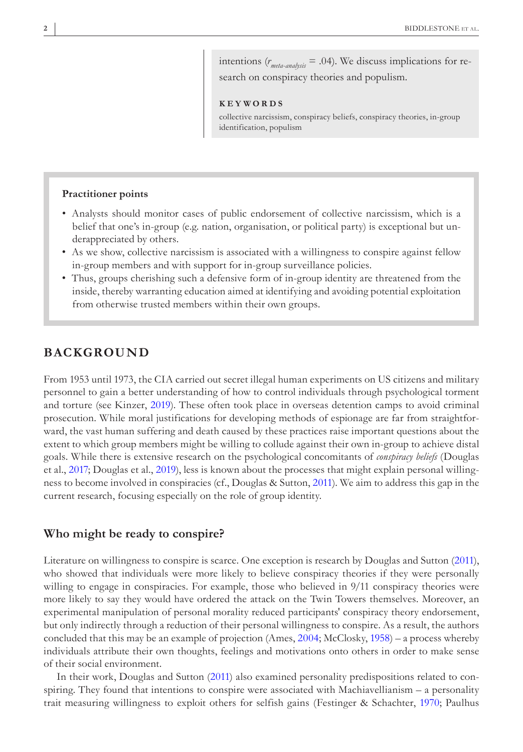intentions ($r_{meta\text{-}analysis}$ = .04). We discuss implications for research on conspiracy theories and populism.

**KEYWORDS**

collective narcissism, conspiracy beliefs, conspiracy theories, in-group identification, populism

**Practitioner points**

- Analysts should monitor cases of public endorsement of collective narcissism, which is a belief that one's in-group (e.g. nation, organisation, or political party) is exceptional but underappreciated by others.
- As we show, collective narcissism is associated with a willingness to conspire against fellow in-group members and with support for in-group surveillance policies.
- Thus, groups cherishing such a defensive form of in-group identity are threatened from the inside, thereby warranting education aimed at identifying and avoiding potential exploitation from otherwise trusted members within their own groups.

## BACKGROUND

From 1953 until 1973, the CIA carried out secret illegal human experiments on US citizens and military personnel to gain a better understanding of how to control individuals through psychological torment and torture (see Kinzer, 2019). These often took place in overseas detention camps to avoid criminal prosecution. While moral justifications for developing methods of espionage are far from straightforward, the vast human suffering and death caused by these practices raise important questions about the extent to which group members might be willing to collude against their own in-group to achieve distal goals. While there is extensive research on the psychological concomitants of *conspiracy beliefs* (Douglas et al., 2017; Douglas et al., 2019), less is known about the processes that might explain personal willingness to become involved in conspiracies (cf., Douglas & Sutton, 2011). We aim to address this gap in the current research, focusing especially on the role of group identity.

### Who might be ready to conspire?

Literature on willingness to conspire is scarce. One exception is research by Douglas and Sutton (2011), who showed that individuals were more likely to believe conspiracy theories if they were personally willing to engage in conspiracies. For example, those who believed in 9/11 conspiracy theories were more likely to say they would have ordered the attack on the Twin Towers themselves. Moreover, an experimental manipulation of personal morality reduced participants' conspiracy theory endorsement, but only indirectly through a reduction of their personal willingness to conspire. As a result, the authors concluded that this may be an example of projection (Ames, 2004; McClosky, 1958) – a process whereby individuals attribute their own thoughts, feelings and motivations onto others in order to make sense of their social environment.

In their work, Douglas and Sutton (2011) also examined personality predispositions related to conspiring. They found that intentions to conspire were associated with Machiavellianism – a personality trait measuring willingness to exploit others for selfish gains (Festinger & Schachter, 1970; Paulhus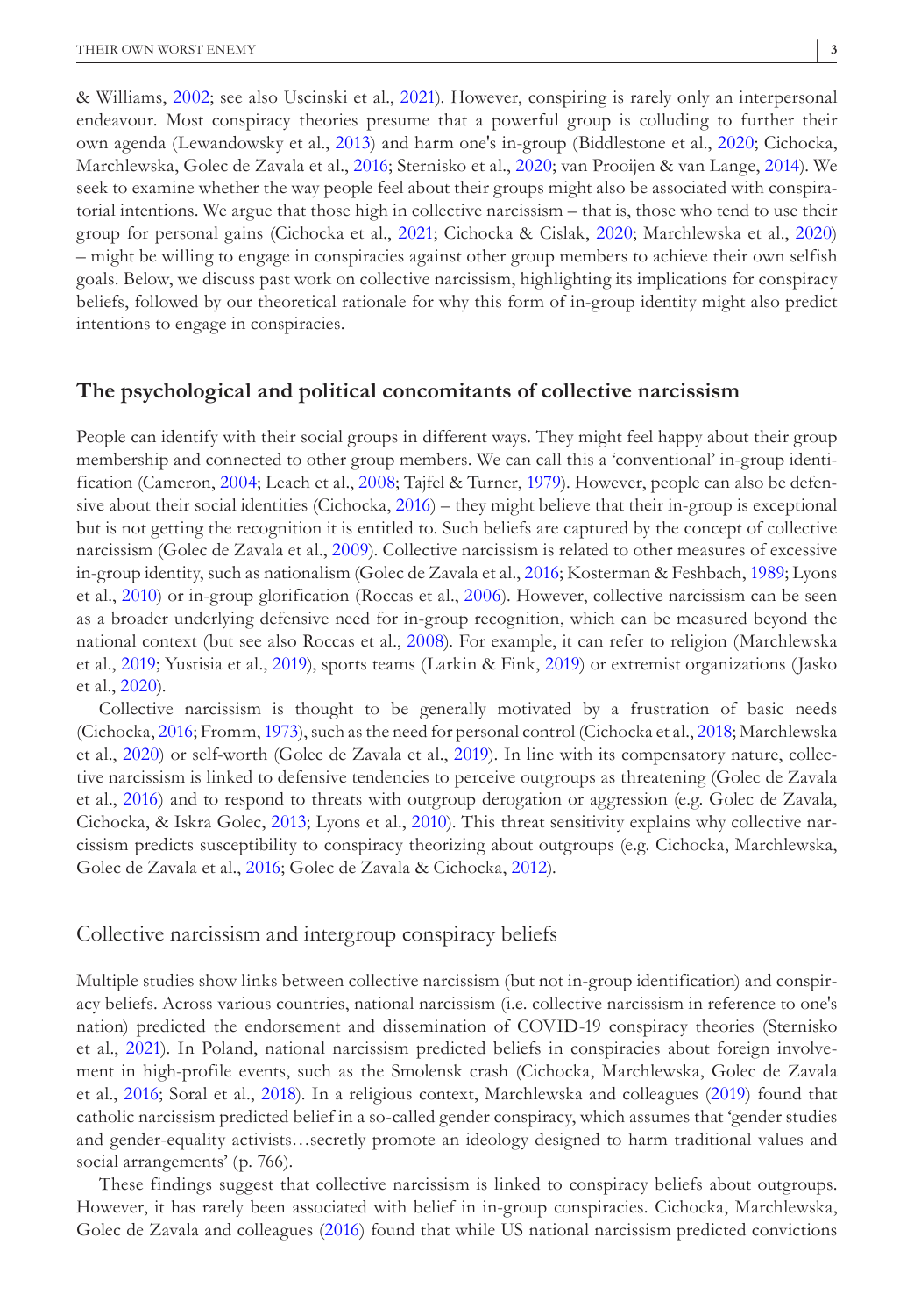& Williams, 2002; see also Uscinski et al., 2021). However, conspiring is rarely only an interpersonal endeavour. Most conspiracy theories presume that a powerful group is colluding to further their own agenda (Lewandowsky et al., 2013) and harm one's in-group (Biddlestone et al., 2020; Cichocka, Marchlewska, Golec de Zavala et al., 2016; Sternisko et al., 2020; van Prooijen & van Lange, 2014). We seek to examine whether the way people feel about their groups might also be associated with conspiratorial intentions. We argue that those high in collective narcissism – that is, those who tend to use their group for personal gains (Cichocka et al., 2021; Cichocka & Cislak, 2020; Marchlewska et al., 2020) – might be willing to engage in conspiracies against other group members to achieve their own selfish goals. Below, we discuss past work on collective narcissism, highlighting its implications for conspiracy beliefs, followed by our theoretical rationale for why this form of in-group identity might also predict intentions to engage in conspiracies.

## The psychological and political concomitants of collective narcissism

People can identify with their social groups in different ways. They might feel happy about their group membership and connected to other group members. We can call this a 'conventional' in-group identification (Cameron, 2004; Leach et al., 2008; Tajfel & Turner, 1979). However, people can also be defensive about their social identities (Cichocka, 2016) – they might believe that their in-group is exceptional but is not getting the recognition it is entitled to. Such beliefs are captured by the concept of collective narcissism (Golec de Zavala et al., 2009). Collective narcissism is related to other measures of excessive in-group identity, such as nationalism (Golec de Zavala et al., 2016; Kosterman & Feshbach, 1989; Lyons et al., 2010) or in-group glorification (Roccas et al., 2006). However, collective narcissism can be seen as a broader underlying defensive need for in-group recognition, which can be measured beyond the national context (but see also Roccas et al., 2008). For example, it can refer to religion (Marchlewska et al., 2019; Yustisia et al., 2019), sports teams (Larkin & Fink, 2019) or extremist organizations (Jasko et al., 2020).

Collective narcissism is thought to be generally motivated by a frustration of basic needs (Cichocka, 2016; Fromm, 1973), such as the need for personal control (Cichocka et al., 2018; Marchlewska et al., 2020) or self-worth (Golec de Zavala et al., 2019). In line with its compensatory nature, collective narcissism is linked to defensive tendencies to perceive outgroups as threatening (Golec de Zavala et al., 2016) and to respond to threats with outgroup derogation or aggression (e.g. Golec de Zavala, Cichocka, & Iskra Golec, 2013; Lyons et al., 2010). This threat sensitivity explains why collective narcissism predicts susceptibility to conspiracy theorizing about outgroups (e.g. Cichocka, Marchlewska, Golec de Zavala et al., 2016; Golec de Zavala & Cichocka, 2012).

### Collective narcissism and intergroup conspiracy beliefs

Multiple studies show links between collective narcissism (but not in-group identification) and conspiracy beliefs. Across various countries, national narcissism (i.e. collective narcissism in reference to one's nation) predicted the endorsement and dissemination of COVID-19 conspiracy theories (Sternisko et al., 2021). In Poland, national narcissism predicted beliefs in conspiracies about foreign involvement in high-profile events, such as the Smolensk crash (Cichocka, Marchlewska, Golec de Zavala et al., 2016; Soral et al., 2018). In a religious context, Marchlewska and colleagues (2019) found that catholic narcissism predicted belief in a so-called gender conspiracy, which assumes that 'gender studies and gender-equality activists…secretly promote an ideology designed to harm traditional values and social arrangements' (p. 766).

These findings suggest that collective narcissism is linked to conspiracy beliefs about outgroups. However, it has rarely been associated with belief in in-group conspiracies. Cichocka, Marchlewska, Golec de Zavala and colleagues (2016) found that while US national narcissism predicted convictions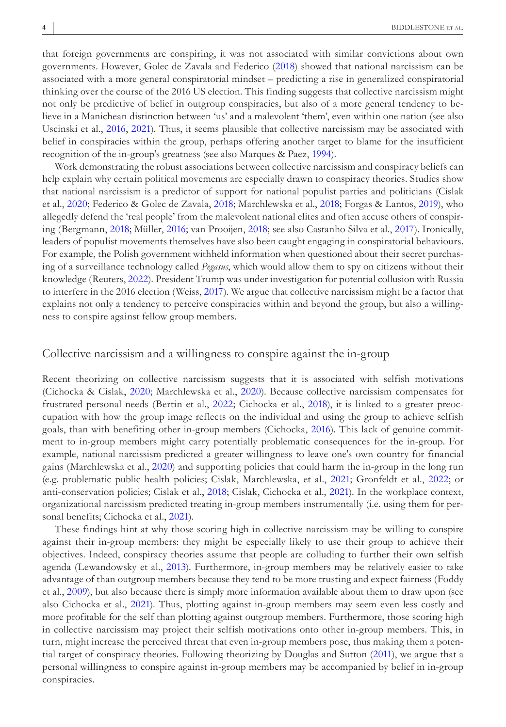that foreign governments are conspiring, it was not associated with similar convictions about own governments. However, Golec de Zavala and Federico (2018) showed that national narcissism can be associated with a more general conspiratorial mindset – predicting a rise in generalized conspiratorial thinking over the course of the 2016 US election. This finding suggests that collective narcissism might not only be predictive of belief in outgroup conspiracies, but also of a more general tendency to believe in a Manichean distinction between 'us' and a malevolent 'them', even within one nation (see also Uscinski et al., 2016, 2021). Thus, it seems plausible that collective narcissism may be associated with belief in conspiracies within the group, perhaps offering another target to blame for the insufficient recognition of the in-group's greatness (see also Marques & Paez, 1994).

Work demonstrating the robust associations between collective narcissism and conspiracy beliefs can help explain why certain political movements are especially drawn to conspiracy theories. Studies show that national narcissism is a predictor of support for national populist parties and politicians (Cislak et al., 2020; Federico & Golec de Zavala, 2018; Marchlewska et al., 2018; Forgas & Lantos, 2019), who allegedly defend the 'real people' from the malevolent national elites and often accuse others of conspiring (Bergmann, 2018; Müller, 2016; van Prooijen, 2018; see also Castanho Silva et al., 2017). Ironically, leaders of populist movements themselves have also been caught engaging in conspiratorial behaviours. For example, the Polish government withheld information when questioned about their secret purchasing of a surveillance technology called *Pegasus*, which would allow them to spy on citizens without their knowledge (Reuters, 2022). President Trump was under investigation for potential collusion with Russia to interfere in the 2016 election (Weiss, 2017). We argue that collective narcissism might be a factor that explains not only a tendency to perceive conspiracies within and beyond the group, but also a willingness to conspire against fellow group members.

## Collective narcissism and a willingness to conspire against the in-group

Recent theorizing on collective narcissism suggests that it is associated with selfish motivations (Cichocka & Cislak, 2020; Marchlewska et al., 2020). Because collective narcissism compensates for frustrated personal needs (Bertin et al., 2022; Cichocka et al., 2018), it is linked to a greater preoccupation with how the group image reflects on the individual and using the group to achieve selfish goals, than with benefiting other in-group members (Cichocka, 2016). This lack of genuine commitment to in-group members might carry potentially problematic consequences for the in-group. For example, national narcissism predicted a greater willingness to leave one's own country for financial gains (Marchlewska et al., 2020) and supporting policies that could harm the in-group in the long run (e.g. problematic public health policies; Cislak, Marchlewska, et al., 2021; Gronfeldt et al., 2022; or anti-conservation policies; Cislak et al., 2018; Cislak, Cichocka et al., 2021). In the workplace context, organizational narcissism predicted treating in-group members instrumentally (i.e. using them for personal benefits; Cichocka et al., 2021).

These findings hint at why those scoring high in collective narcissism may be willing to conspire against their in-group members: they might be especially likely to use their group to achieve their objectives. Indeed, conspiracy theories assume that people are colluding to further their own selfish agenda (Lewandowsky et al., 2013). Furthermore, in-group members may be relatively easier to take advantage of than outgroup members because they tend to be more trusting and expect fairness (Foddy et al., 2009), but also because there is simply more information available about them to draw upon (see also Cichocka et al., 2021). Thus, plotting against in-group members may seem even less costly and more profitable for the self than plotting against outgroup members. Furthermore, those scoring high in collective narcissism may project their selfish motivations onto other in-group members. This, in turn, might increase the perceived threat that even in-group members pose, thus making them a potential target of conspiracy theories. Following theorizing by Douglas and Sutton (2011), we argue that a personal willingness to conspire against in-group members may be accompanied by belief in in-group conspiracies.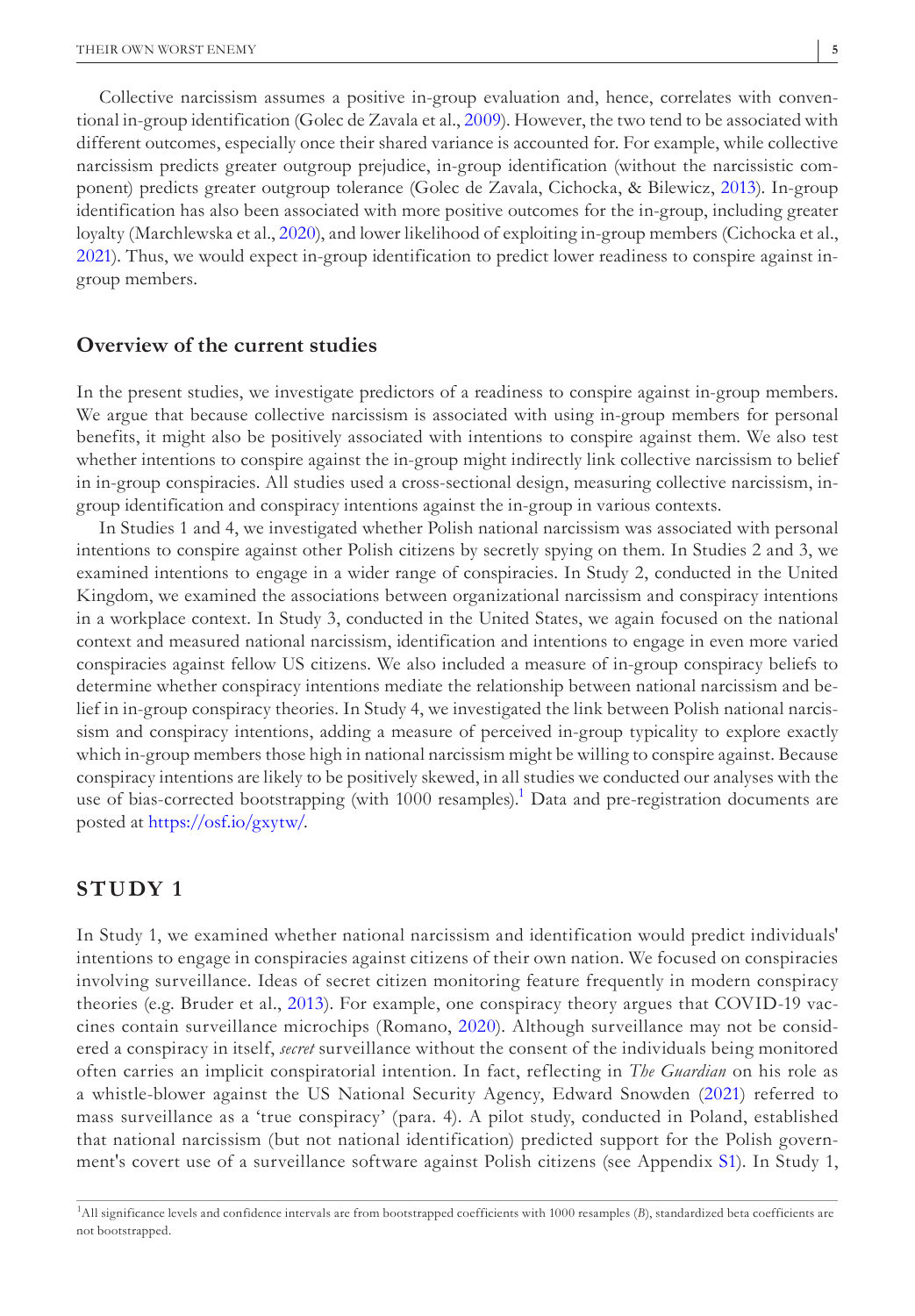Collective narcissism assumes a positive in-group evaluation and, hence, correlates with conventional in-group identification (Golec de Zavala et al., 2009). However, the two tend to be associated with different outcomes, especially once their shared variance is accounted for. For example, while collective narcissism predicts greater outgroup prejudice, in-group identification (without the narcissistic component) predicts greater outgroup tolerance (Golec de Zavala, Cichocka, & Bilewicz, 2013). In-group identification has also been associated with more positive outcomes for the in-group, including greater loyalty (Marchlewska et al., 2020), and lower likelihood of exploiting in-group members (Cichocka et al., 2021). Thus, we would expect in-group identification to predict lower readiness to conspire against in-group members.

## Overview of the current studies

In the present studies, we investigate predictors of a readiness to conspire against in-group members. We argue that because collective narcissism is associated with using in-group members for personal benefits, it might also be positively associated with intentions to conspire against them. We also test whether intentions to conspire against the in-group might indirectly link collective narcissism to belief in in-group conspiracies. All studies used a cross-sectional design, measuring collective narcissism, in-group identification and conspiracy intentions against the in-group in various contexts.

In Studies 1 and 4, we investigated whether Polish national narcissism was associated with personal intentions to conspire against other Polish citizens by secretly spying on them. In Studies 2 and 3, we examined intentions to engage in a wider range of conspiracies. In Study 2, conducted in the United Kingdom, we examined the associations between organizational narcissism and conspiracy intentions in a workplace context. In Study 3, conducted in the United States, we again focused on the national context and measured national narcissism, identification and intentions to engage in even more varied conspiracies against fellow US citizens. We also included a measure of in-group conspiracy beliefs to determine whether conspiracy intentions mediate the relationship between national narcissism and belief in in-group conspiracy theories. In Study 4, we investigated the link between Polish national narcissism and conspiracy intentions, adding a measure of perceived in-group typicality to explore exactly which in-group members those high in national narcissism might be willing to conspire against. Because conspiracy intentions are likely to be positively skewed, in all studies we conducted our analyses with the use of bias-corrected bootstrapping (with 1000 resamples).[1] Data and pre-registration documents are posted at https://osf.io/gxytw/.

# STUDY 1

In Study 1, we examined whether national narcissism and identification would predict individuals' intentions to engage in conspiracies against citizens of their own nation. We focused on conspiracies involving surveillance. Ideas of secret citizen monitoring feature frequently in modern conspiracy theories (e.g. Bruder et al., 2013). For example, one conspiracy theory argues that COVID-19 vaccines contain surveillance microchips (Romano, 2020). Although surveillance may not be considered a conspiracy in itself, *secret* surveillance without the consent of the individuals being monitored often carries an implicit conspiratorial intention. In fact, reflecting in *The Guardian* on his role as a whistle-blower against the US National Security Agency, Edward Snowden (2021) referred to mass surveillance as a 'true conspiracy' (para. 4). A pilot study, conducted in Poland, established that national narcissism (but not national identification) predicted support for the Polish government's covert use of a surveillance software against Polish citizens (see Appendix S1). In Study 1,

[1]All significance levels and confidence intervals are from bootstrapped coefficients with 1000 resamples (*B*), standardized beta coefficients are not bootstrapped.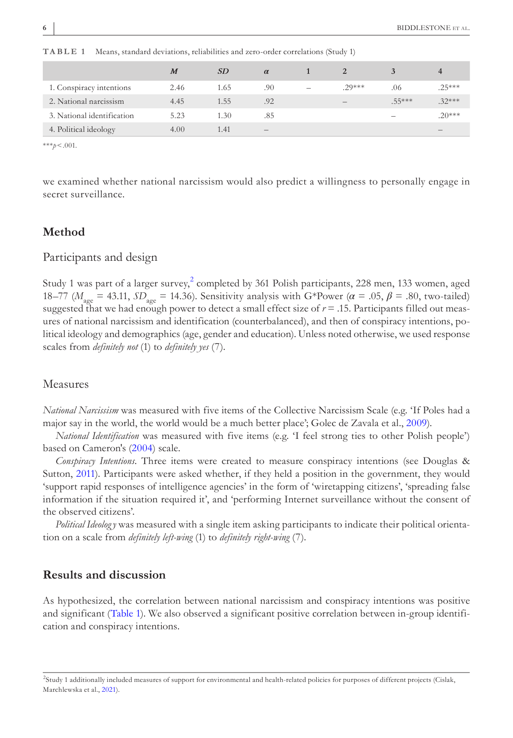**TABLE 1** Means, standard deviations, reliabilities and zero-order correlations (Study 1)

| | *M* | *SD* | *α* | 1 | 2 | 3 | 4 |
|---|---|---|---|---|---|---|---|
| 1. Conspiracy intentions | 2.46 | 1.65 | .90 | – | .29*** | .06 | .25*** |
| 2. National narcissism | 4.45 | 1.55 | .92 | | – | .55*** | .32*** |
| 3. National identification | 5.23 | 1.30 | .85 | | | – | .20*** |
| 4. Political ideology | 4.00 | 1.41 | – | | | | – |

***$p < .001$.

we examined whether national narcissism would also predict a willingness to personally engage in secret surveillance.

## Method

### Participants and design

Study 1 was part of a larger survey,[2] completed by 361 Polish participants, 228 men, 133 women, aged 18–77 ($M_{age}$ = 43.11, $SD_{age}$ = 14.36). Sensitivity analysis with G*Power ($\alpha$ = .05, $\beta$ = .80, two-tailed) suggested that we had enough power to detect a small effect size of $r$ = .15. Participants filled out measures of national narcissism and identification (counterbalanced), and then of conspiracy intentions, political ideology and demographics (age, gender and education). Unless noted otherwise, we used response scales from *definitely not* (1) to *definitely yes* (7).

### Measures

*National Narcissism* was measured with five items of the Collective Narcissism Scale (e.g. 'If Poles had a major say in the world, the world would be a much better place'; Golec de Zavala et al., 2009).

*National Identification* was measured with five items (e.g. 'I feel strong ties to other Polish people') based on Cameron's (2004) scale.

*Conspiracy Intentions.* Three items were created to measure conspiracy intentions (see Douglas & Sutton, 2011). Participants were asked whether, if they held a position in the government, they would 'support rapid responses of intelligence agencies' in the form of 'wiretapping citizens', 'spreading false information if the situation required it', and 'performing Internet surveillance without the consent of the observed citizens'.

*Political Ideology* was measured with a single item asking participants to indicate their political orientation on a scale from *definitely left-wing* (1) to *definitely right-wing* (7).

## Results and discussion

As hypothesized, the correlation between national narcissism and conspiracy intentions was positive and significant (Table 1). We also observed a significant positive correlation between in-group identification and conspiracy intentions.

[2]Study 1 additionally included measures of support for environmental and health-related policies for purposes of different projects (Cislak, Marchlewska et al., 2021).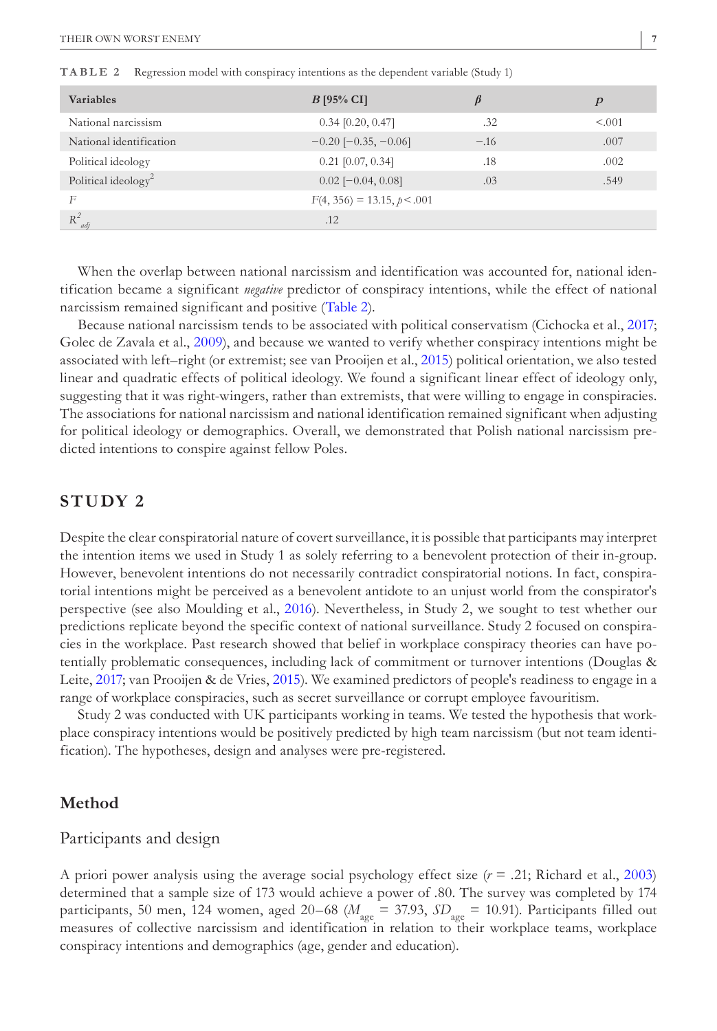**TABLE 2** Regression model with conspiracy intentions as the dependent variable (Study 1)

| Variables | *B* [95% CI] | *β* | *p* |
|---|---|---|---|
| National narcissism | 0.34 [0.20, 0.47] | .32 | <.001 |
| National identification | −0.20 [−0.35, −0.06] | −.16 | .007 |
| Political ideology | 0.21 [0.07, 0.34] | .18 | .002 |
| Political ideology$^2$ | 0.02 [−0.04, 0.08] | .03 | .549 |
| $F$ | $F(4, 356) = 13.15, p < .001$ | | |
| $R^2_{adj}$ | .12 | | |

When the overlap between national narcissism and identification was accounted for, national identification became a significant *negative* predictor of conspiracy intentions, while the effect of national narcissism remained significant and positive (Table 2).

Because national narcissism tends to be associated with political conservatism (Cichocka et al., 2017; Golec de Zavala et al., 2009), and because we wanted to verify whether conspiracy intentions might be associated with left–right (or extremist; see van Prooijen et al., 2015) political orientation, we also tested linear and quadratic effects of political ideology. We found a significant linear effect of ideology only, suggesting that it was right-wingers, rather than extremists, that were willing to engage in conspiracies. The associations for national narcissism and national identification remained significant when adjusting for political ideology or demographics. Overall, we demonstrated that Polish national narcissism predicted intentions to conspire against fellow Poles.

## STUDY 2

Despite the clear conspiratorial nature of covert surveillance, it is possible that participants may interpret the intention items we used in Study 1 as solely referring to a benevolent protection of their in-group. However, benevolent intentions do not necessarily contradict conspiratorial notions. In fact, conspiratorial intentions might be perceived as a benevolent antidote to an unjust world from the conspirator's perspective (see also Moulding et al., 2016). Nevertheless, in Study 2, we sought to test whether our predictions replicate beyond the specific context of national surveillance. Study 2 focused on conspiracies in the workplace. Past research showed that belief in workplace conspiracy theories can have potentially problematic consequences, including lack of commitment or turnover intentions (Douglas & Leite, 2017; van Prooijen & de Vries, 2015). We examined predictors of people's readiness to engage in a range of workplace conspiracies, such as secret surveillance or corrupt employee favouritism.

Study 2 was conducted with UK participants working in teams. We tested the hypothesis that workplace conspiracy intentions would be positively predicted by high team narcissism (but not team identification). The hypotheses, design and analyses were pre-registered.

### Method

#### Participants and design

A priori power analysis using the average social psychology effect size ($r$ = .21; Richard et al., 2003) determined that a sample size of 173 would achieve a power of .80. The survey was completed by 174 participants, 50 men, 124 women, aged 20–68 ($M_{age}$ = 37.93, $SD_{age}$ = 10.91). Participants filled out measures of collective narcissism and identification in relation to their workplace teams, workplace conspiracy intentions and demographics (age, gender and education).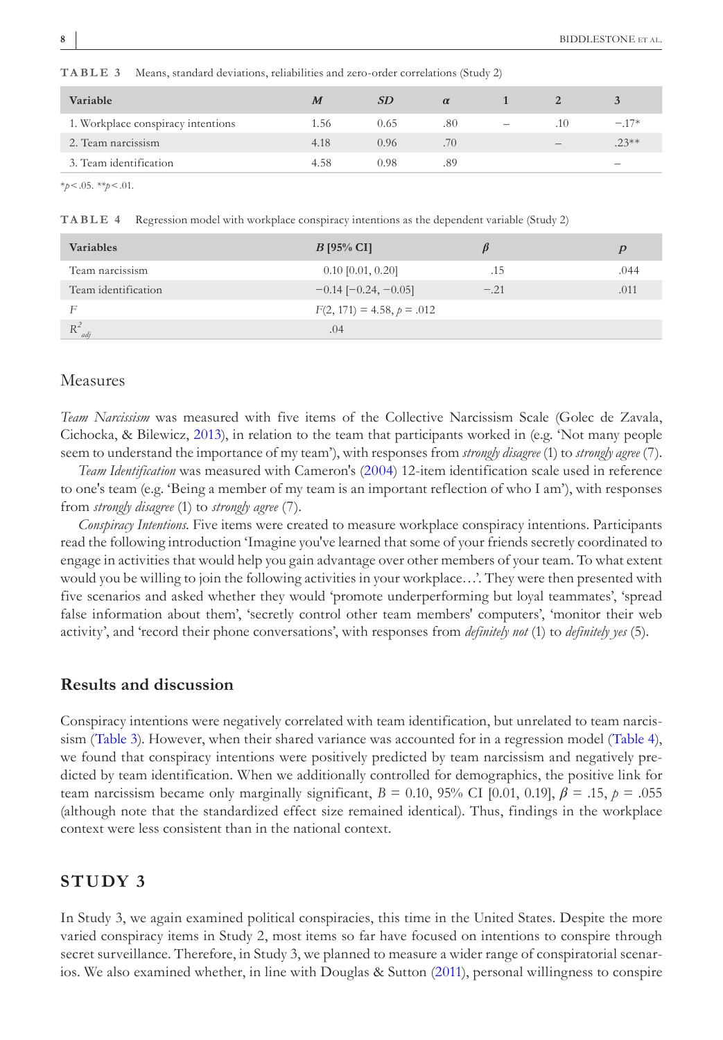**TABLE 3** Means, standard deviations, reliabilities and zero-order correlations (Study 2)

| Variable | *M* | *SD* | *α* | 1 | 2 | 3 |
|---|---|---|---|---|---|---|
| 1. Workplace conspiracy intentions | 1.56 | 0.65 | .80 | – | .10 | −.17* |
| 2. Team narcissism | 4.18 | 0.96 | .70 | | – | .23** |
| 3. Team identification | 4.58 | 0.98 | .89 | | | – |

*$p < .05$. **$p < .01$.

**TABLE 4** Regression model with workplace conspiracy intentions as the dependent variable (Study 2)

| Variables | *B* [95% CI] | *β* | *p* |
|---|---|---|---|
| Team narcissism | 0.10 [0.01, 0.20] | .15 | .044 |
| Team identification | −0.14 [−0.24, −0.05] | −.21 | .011 |
| *F* | $F(2, 171) = 4.58, p = .012$ | | |
| $R^2_{adj}$ | .04 | | |

## Measures

*Team Narcissism* was measured with five items of the Collective Narcissism Scale (Golec de Zavala, Cichocka, & Bilewicz, 2013), in relation to the team that participants worked in (e.g. 'Not many people seem to understand the importance of my team'), with responses from *strongly disagree* (1) to *strongly agree* (7).

*Team Identification* was measured with Cameron's (2004) 12-item identification scale used in reference to one's team (e.g. 'Being a member of my team is an important reflection of who I am'), with responses from *strongly disagree* (1) to *strongly agree* (7).

*Conspiracy Intentions.* Five items were created to measure workplace conspiracy intentions. Participants read the following introduction 'Imagine you've learned that some of your friends secretly coordinated to engage in activities that would help you gain advantage over other members of your team. To what extent would you be willing to join the following activities in your workplace…'. They were then presented with five scenarios and asked whether they would 'promote underperforming but loyal teammates', 'spread false information about them', 'secretly control other team members' computers', 'monitor their web activity', and 'record their phone conversations', with responses from *definitely not* (1) to *definitely yes* (5).

## Results and discussion

Conspiracy intentions were negatively correlated with team identification, but unrelated to team narcissism (Table 3). However, when their shared variance was accounted for in a regression model (Table 4), we found that conspiracy intentions were positively predicted by team narcissism and negatively predicted by team identification. When we additionally controlled for demographics, the positive link for team narcissism became only marginally significant, $B = 0.10$, 95% CI [0.01, 0.19], $\beta = .15$, $p = .055$ (although note that the standardized effect size remained identical). Thus, findings in the workplace context were less consistent than in the national context.

# STUDY 3

In Study 3, we again examined political conspiracies, this time in the United States. Despite the more varied conspiracy items in Study 2, most items so far have focused on intentions to conspire through secret surveillance. Therefore, in Study 3, we planned to measure a wider range of conspiratorial scenarios. We also examined whether, in line with Douglas & Sutton (2011), personal willingness to conspire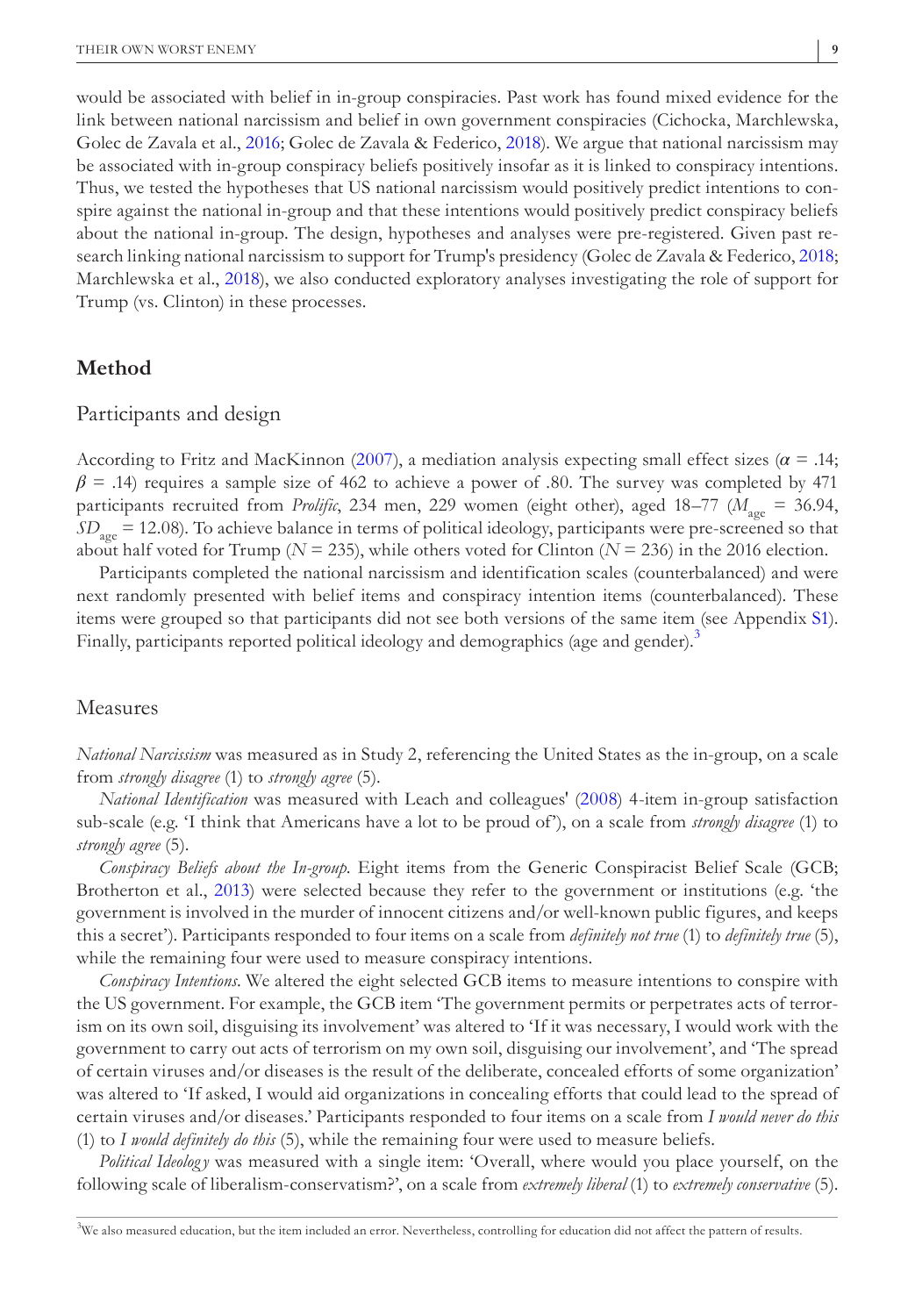would be associated with belief in in-group conspiracies. Past work has found mixed evidence for the link between national narcissism and belief in own government conspiracies (Cichocka, Marchlewska, Golec de Zavala et al., 2016; Golec de Zavala & Federico, 2018). We argue that national narcissism may be associated with in-group conspiracy beliefs positively insofar as it is linked to conspiracy intentions. Thus, we tested the hypotheses that US national narcissism would positively predict intentions to conspire against the national in-group and that these intentions would positively predict conspiracy beliefs about the national in-group. The design, hypotheses and analyses were pre-registered. Given past research linking national narcissism to support for Trump's presidency (Golec de Zavala & Federico, 2018; Marchlewska et al., 2018), we also conducted exploratory analyses investigating the role of support for Trump (vs. Clinton) in these processes.

## Method

### Participants and design

According to Fritz and MacKinnon (2007), a mediation analysis expecting small effect sizes ($\alpha$ = .14; $\beta$ = .14) requires a sample size of 462 to achieve a power of .80. The survey was completed by 471 participants recruited from *Prolific*, 234 men, 229 women (eight other), aged 18–77 ($M_{age}$ = 36.94, $SD_{age}$ = 12.08). To achieve balance in terms of political ideology, participants were pre-screened so that about half voted for Trump ($N$ = 235), while others voted for Clinton ($N$ = 236) in the 2016 election.

Participants completed the national narcissism and identification scales (counterbalanced) and were next randomly presented with belief items and conspiracy intention items (counterbalanced). These items were grouped so that participants did not see both versions of the same item (see Appendix S1). Finally, participants reported political ideology and demographics (age and gender).[3]

### Measures

*National Narcissism* was measured as in Study 2, referencing the United States as the in-group, on a scale from *strongly disagree* (1) to *strongly agree* (5).

*National Identification* was measured with Leach and colleagues' (2008) 4-item in-group satisfaction sub-scale (e.g. 'I think that Americans have a lot to be proud of'), on a scale from *strongly disagree* (1) to *strongly agree* (5).

*Conspiracy Beliefs about the In-group.* Eight items from the Generic Conspiracist Belief Scale (GCB; Brotherton et al., 2013) were selected because they refer to the government or institutions (e.g. 'the government is involved in the murder of innocent citizens and/or well-known public figures, and keeps this a secret'). Participants responded to four items on a scale from *definitely not true* (1) to *definitely true* (5), while the remaining four were used to measure conspiracy intentions.

*Conspiracy Intentions.* We altered the eight selected GCB items to measure intentions to conspire with the US government. For example, the GCB item 'The government permits or perpetrates acts of terrorism on its own soil, disguising its involvement' was altered to 'If it was necessary, I would work with the government to carry out acts of terrorism on my own soil, disguising our involvement', and 'The spread of certain viruses and/or diseases is the result of the deliberate, concealed efforts of some organization' was altered to 'If asked, I would aid organizations in concealing efforts that could lead to the spread of certain viruses and/or diseases.' Participants responded to four items on a scale from *I would never do this* (1) to *I would definitely do this* (5), while the remaining four were used to measure beliefs.

*Political Ideology* was measured with a single item: 'Overall, where would you place yourself, on the following scale of liberalism-conservatism?', on a scale from *extremely liberal* (1) to *extremely conservative* (5).

[3]We also measured education, but the item included an error. Nevertheless, controlling for education did not affect the pattern of results.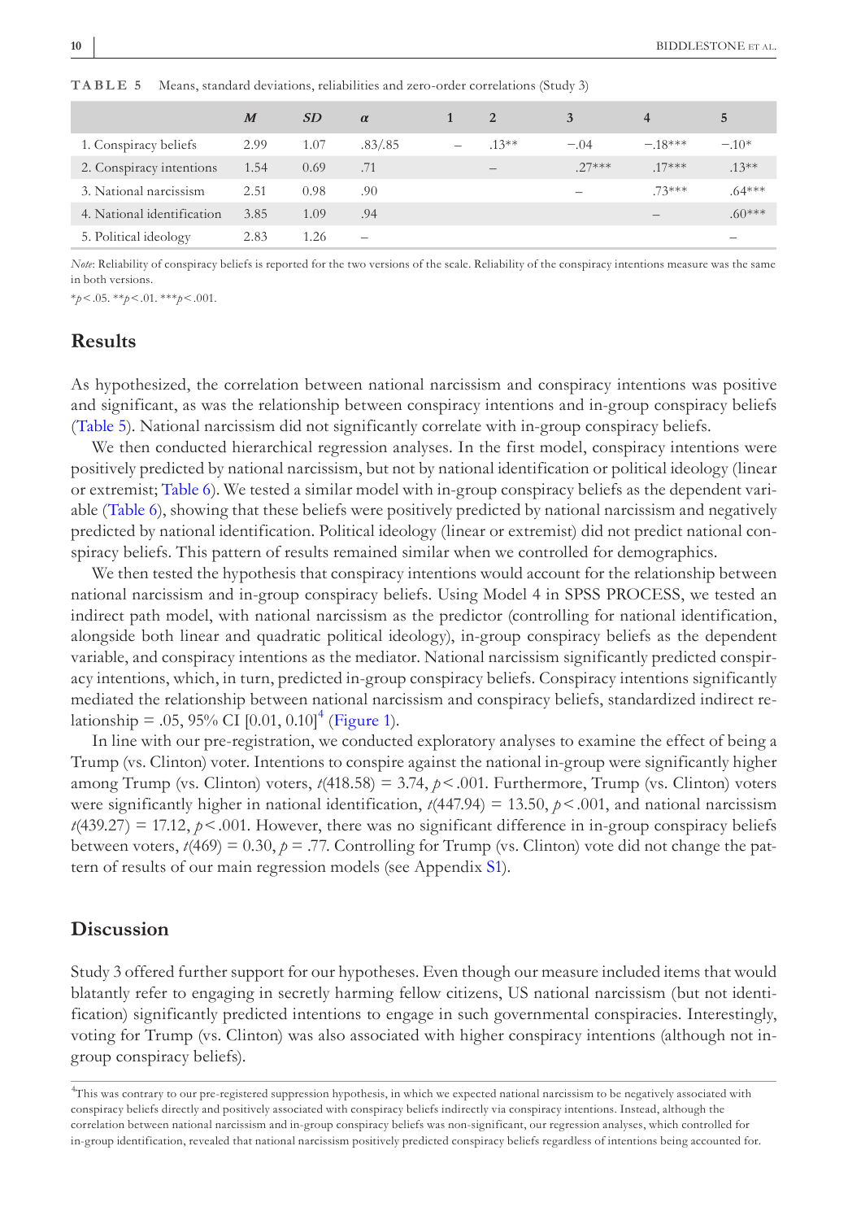**TABLE 5** Means, standard deviations, reliabilities and zero-order correlations (Study 3)

| | *M* | *SD* | *α* | 1 | 2 | 3 | 4 | 5 |
|---|---|---|---|---|---|---|---|---|
| 1. Conspiracy beliefs | 2.99 | 1.07 | .83/.85 | – | .13** | −.04 | −.18*** | −.10* |
| 2. Conspiracy intentions | 1.54 | 0.69 | .71 | | – | .27*** | .17*** | .13** |
| 3. National narcissism | 2.51 | 0.98 | .90 | | | – | .73*** | .64*** |
| 4. National identification | 3.85 | 1.09 | .94 | | | | – | .60*** |
| 5. Political ideology | 2.83 | 1.26 | – | | | | | – |

*Note*: Reliability of conspiracy beliefs is reported for the two versions of the scale. Reliability of the conspiracy intentions measure was the same in both versions.

*$p < .05$. **$p < .01$. ***$p < .001$.

## Results

As hypothesized, the correlation between national narcissism and conspiracy intentions was positive and significant, as was the relationship between conspiracy intentions and in-group conspiracy beliefs (Table 5). National narcissism did not significantly correlate with in-group conspiracy beliefs.

We then conducted hierarchical regression analyses. In the first model, conspiracy intentions were positively predicted by national narcissism, but not by national identification or political ideology (linear or extremist; Table 6). We tested a similar model with in-group conspiracy beliefs as the dependent variable (Table 6), showing that these beliefs were positively predicted by national narcissism and negatively predicted by national identification. Political ideology (linear or extremist) did not predict national conspiracy beliefs. This pattern of results remained similar when we controlled for demographics.

We then tested the hypothesis that conspiracy intentions would account for the relationship between national narcissism and in-group conspiracy beliefs. Using Model 4 in SPSS PROCESS, we tested an indirect path model, with national narcissism as the predictor (controlling for national identification, alongside both linear and quadratic political ideology), in-group conspiracy beliefs as the dependent variable, and conspiracy intentions as the mediator. National narcissism significantly predicted conspiracy intentions, which, in turn, predicted in-group conspiracy beliefs. Conspiracy intentions significantly mediated the relationship between national narcissism and conspiracy beliefs, standardized indirect relationship = .05, 95% CI [0.01, 0.10][4] (Figure 1).

In line with our pre-registration, we conducted exploratory analyses to examine the effect of being a Trump (vs. Clinton) voter. Intentions to conspire against the national in-group were significantly higher among Trump (vs. Clinton) voters, $t(418.58) = 3.74$, $p < .001$. Furthermore, Trump (vs. Clinton) voters were significantly higher in national identification, $t(447.94) = 13.50$, $p < .001$, and national narcissism $t(439.27) = 17.12$, $p < .001$. However, there was no significant difference in in-group conspiracy beliefs between voters, $t(469) = 0.30$, $p = .77$. Controlling for Trump (vs. Clinton) vote did not change the pattern of results of our main regression models (see Appendix S1).

## Discussion

Study 3 offered further support for our hypotheses. Even though our measure included items that would blatantly refer to engaging in secretly harming fellow citizens, US national narcissism (but not identification) significantly predicted intentions to engage in such governmental conspiracies. Interestingly, voting for Trump (vs. Clinton) was also associated with higher conspiracy intentions (although not in-group conspiracy beliefs).

[4]This was contrary to our pre-registered suppression hypothesis, in which we expected national narcissism to be negatively associated with conspiracy beliefs directly and positively associated with conspiracy beliefs indirectly via conspiracy intentions. Instead, although the correlation between national narcissism and in-group conspiracy beliefs was non-significant, our regression analyses, which controlled for in-group identification, revealed that national narcissism positively predicted conspiracy beliefs regardless of intentions being accounted for.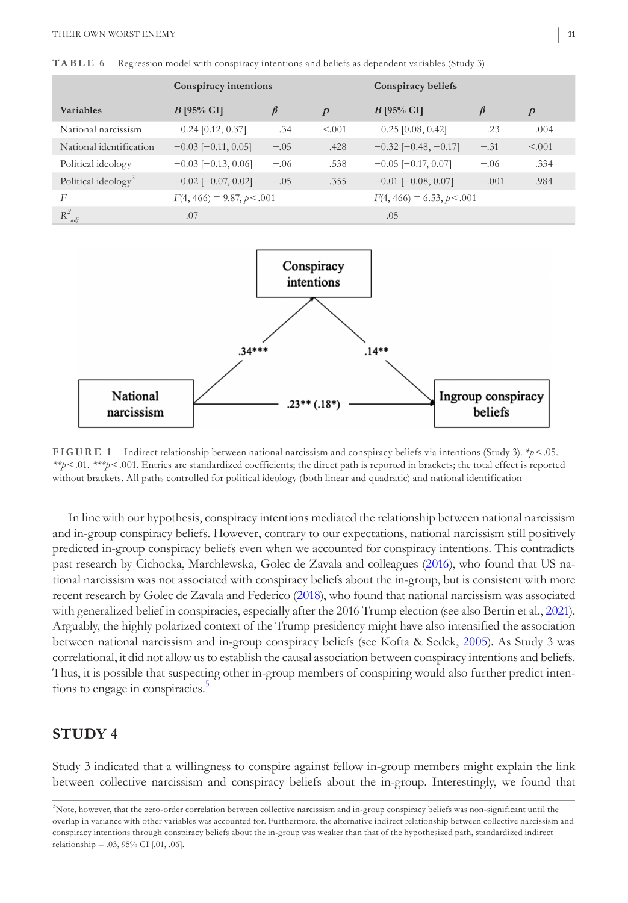**TABLE 6** Regression model with conspiracy intentions and beliefs as dependent variables (Study 3)

| Variables | Conspiracy intentions | | | Conspiracy beliefs | | |
|---|---|---|---|---|---|---|
| | *B* [95% CI] | *β* | *p* | *B* [95% CI] | *β* | *p* |
| National narcissism | 0.24 [0.12, 0.37] | .34 | <.001 | 0.25 [0.08, 0.42] | .23 | .004 |
| National identification | −0.03 [−0.11, 0.05] | −.05 | .428 | −0.32 [−0.48, −0.17] | −.31 | <.001 |
| Political ideology | −0.03 [−0.13, 0.06] | −.06 | .538 | −0.05 [−0.17, 0.07] | −.06 | .334 |
| Political ideology$^2$ | −0.02 [−0.07, 0.02] | −.05 | .355 | −0.01 [−0.08, 0.07] | −.001 | .984 |
| *F* | $F(4, 466) = 9.87, p < .001$ | | | $F(4, 466) = 6.53, p < .001$ | | |
| $R^2_{adj}$ | .07 | | | .05 | | |

**FIGURE 1** Indirect relationship between national narcissism and conspiracy beliefs via intentions (Study 3). \**p* < .05. \*\**p* < .01. \*\*\**p* < .001. Entries are standardized coefficients; the direct path is reported in brackets; the total effect is reported without brackets. All paths controlled for political ideology (both linear and quadratic) and national identification

In line with our hypothesis, conspiracy intentions mediated the relationship between national narcissism and in-group conspiracy beliefs. However, contrary to our expectations, national narcissism still positively predicted in-group conspiracy beliefs even when we accounted for conspiracy intentions. This contradicts past research by Cichocka, Marchlewska, Golec de Zavala and colleagues (2016), who found that US national narcissism was not associated with conspiracy beliefs about the in-group, but is consistent with more recent research by Golec de Zavala and Federico (2018), who found that national narcissism was associated with generalized belief in conspiracies, especially after the 2016 Trump election (see also Bertin et al., 2021). Arguably, the highly polarized context of the Trump presidency might have also intensified the association between national narcissism and in-group conspiracy beliefs (see Kofta & Sedek, 2005). As Study 3 was correlational, it did not allow us to establish the causal association between conspiracy intentions and beliefs. Thus, it is possible that suspecting other in-group members of conspiring would also further predict intentions to engage in conspiracies.[5]

## STUDY 4

Study 3 indicated that a willingness to conspire against fellow in-group members might explain the link between collective narcissism and conspiracy beliefs about the in-group. Interestingly, we found that

[5]Note, however, that the zero-order correlation between collective narcissism and in-group conspiracy beliefs was non-significant until the overlap in variance with other variables was accounted for. Furthermore, the alternative indirect relationship between collective narcissism and conspiracy intentions through conspiracy beliefs about the in-group was weaker than that of the hypothesized path, standardized indirect relationship = .03, 95% CI [.01, .06].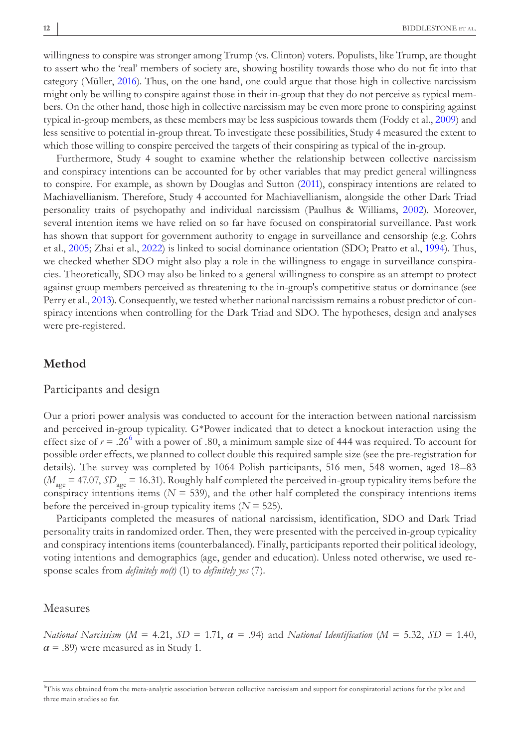willingness to conspire was stronger among Trump (vs. Clinton) voters. Populists, like Trump, are thought to assert who the 'real' members of society are, showing hostility towards those who do not fit into that category (Müller, 2016). Thus, on the one hand, one could argue that those high in collective narcissism might only be willing to conspire against those in their in-group that they do not perceive as typical members. On the other hand, those high in collective narcissism may be even more prone to conspiring against typical in-group members, as these members may be less suspicious towards them (Foddy et al., 2009) and less sensitive to potential in-group threat. To investigate these possibilities, Study 4 measured the extent to which those willing to conspire perceived the targets of their conspiring as typical of the in-group.

Furthermore, Study 4 sought to examine whether the relationship between collective narcissism and conspiracy intentions can be accounted for by other variables that may predict general willingness to conspire. For example, as shown by Douglas and Sutton (2011), conspiracy intentions are related to Machiavellianism. Therefore, Study 4 accounted for Machiavellianism, alongside the other Dark Triad personality traits of psychopathy and individual narcissism (Paulhus & Williams, 2002). Moreover, several intention items we have relied on so far have focused on conspiratorial surveillance. Past work has shown that support for government authority to engage in surveillance and censorship (e.g. Cohrs et al., 2005; Zhai et al., 2022) is linked to social dominance orientation (SDO; Pratto et al., 1994). Thus, we checked whether SDO might also play a role in the willingness to engage in surveillance conspiracies. Theoretically, SDO may also be linked to a general willingness to conspire as an attempt to protect against group members perceived as threatening to the in-group's competitive status or dominance (see Perry et al., 2013). Consequently, we tested whether national narcissism remains a robust predictor of conspiracy intentions when controlling for the Dark Triad and SDO. The hypotheses, design and analyses were pre-registered.

## Method

### Participants and design

Our a priori power analysis was conducted to account for the interaction between national narcissism and perceived in-group typicality. G*Power indicated that to detect a knockout interaction using the effect size of $r = .26$[6] with a power of .80, a minimum sample size of 444 was required. To account for possible order effects, we planned to collect double this required sample size (see the pre-registration for details). The survey was completed by 1064 Polish participants, 516 men, 548 women, aged 18–83 ($M_{age} = 47.07$, $SD_{age} = 16.31$). Roughly half completed the perceived in-group typicality items before the conspiracy intentions items ($N = 539$), and the other half completed the conspiracy intentions items before the perceived in-group typicality items ($N = 525$).

Participants completed the measures of national narcissism, identification, SDO and Dark Triad personality traits in randomized order. Then, they were presented with the perceived in-group typicality and conspiracy intentions items (counterbalanced). Finally, participants reported their political ideology, voting intentions and demographics (age, gender and education). Unless noted otherwise, we used response scales from *definitely no(t)* (1) to *definitely yes* (7).

### Measures

*National Narcissism* ($M = 4.21$, $SD = 1.71$, $\alpha = .94$) and *National Identification* ($M = 5.32$, $SD = 1.40$, $\alpha = .89$) were measured as in Study 1.

[6] This was obtained from the meta-analytic association between collective narcissism and support for conspiratorial actions for the pilot and three main studies so far.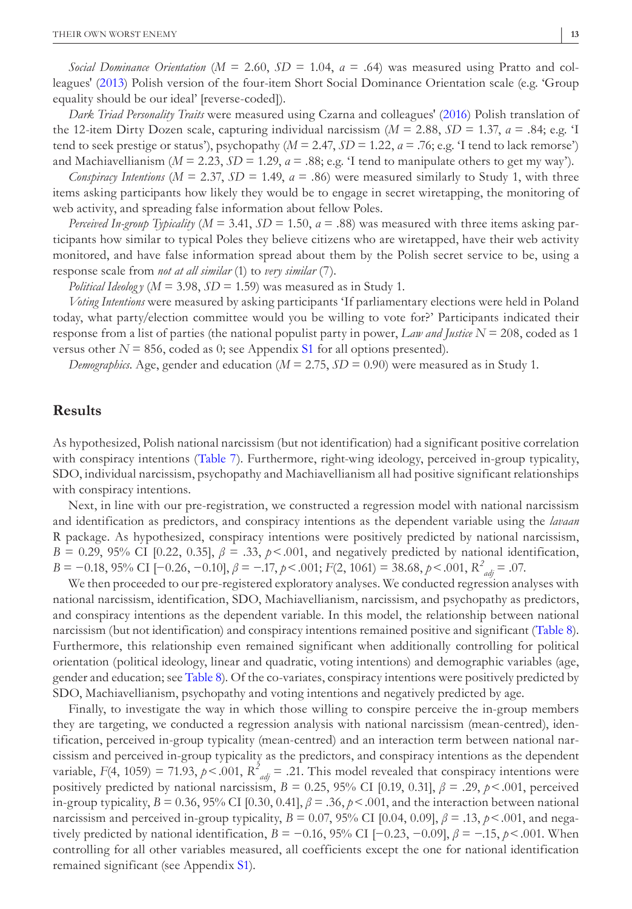*Social Dominance Orientation* ($M$ = 2.60, $SD$ = 1.04, $a$ = .64) was measured using Pratto and colleagues' (2013) Polish version of the four-item Short Social Dominance Orientation scale (e.g. 'Group equality should be our ideal' [reverse-coded]).

*Dark Triad Personality Traits* were measured using Czarna and colleagues' (2016) Polish translation of the 12-item Dirty Dozen scale, capturing individual narcissism ($M$ = 2.88, $SD$ = 1.37, $a$ = .84; e.g. 'I tend to seek prestige or status'), psychopathy ($M$ = 2.47, $SD$ = 1.22, $a$ = .76; e.g. 'I tend to lack remorse') and Machiavellianism ($M$ = 2.23, $SD$ = 1.29, $a$ = .88; e.g. 'I tend to manipulate others to get my way').

*Conspiracy Intentions* ($M$ = 2.37, $SD$ = 1.49, $a$ = .86) were measured similarly to Study 1, with three items asking participants how likely they would be to engage in secret wiretapping, the monitoring of web activity, and spreading false information about fellow Poles.

*Perceived In-group Typicality* ($M$ = 3.41, $SD$ = 1.50, $a$ = .88) was measured with three items asking participants how similar to typical Poles they believe citizens who are wiretapped, have their web activity monitored, and have false information spread about them by the Polish secret service to be, using a response scale from *not at all similar* (1) to *very similar* (7).

*Political Ideology* ($M$ = 3.98, $SD$ = 1.59) was measured as in Study 1.

*Voting Intentions* were measured by asking participants 'If parliamentary elections were held in Poland today, what party/election committee would you be willing to vote for?' Participants indicated their response from a list of parties (the national populist party in power, *Law and Justice* $N$ = 208, coded as 1 versus other $N$ = 856, coded as 0; see Appendix S1 for all options presented).

*Demographics*. Age, gender and education ($M$ = 2.75, $SD$ = 0.90) were measured as in Study 1.

## Results

As hypothesized, Polish national narcissism (but not identification) had a significant positive correlation with conspiracy intentions (Table 7). Furthermore, right-wing ideology, perceived in-group typicality, SDO, individual narcissism, psychopathy and Machiavellianism all had positive significant relationships with conspiracy intentions.

Next, in line with our pre-registration, we constructed a regression model with national narcissism and identification as predictors, and conspiracy intentions as the dependent variable using the *lavaan* R package. As hypothesized, conspiracy intentions were positively predicted by national narcissism, $B$ = 0.29, 95% CI [0.22, 0.35], $\beta$ = .33, $p$ < .001, and negatively predicted by national identification, $B$ = −0.18, 95% CI [−0.26, −0.10], $\beta$ = −.17, $p$ < .001; $F(2, 1061)$ = 38.68, $p$ < .001, $R^2_{adj}$ = .07.

We then proceeded to our pre-registered exploratory analyses. We conducted regression analyses with national narcissism, identification, SDO, Machiavellianism, narcissism, and psychopathy as predictors, and conspiracy intentions as the dependent variable. In this model, the relationship between national narcissism (but not identification) and conspiracy intentions remained positive and significant (Table 8). Furthermore, this relationship even remained significant when additionally controlling for political orientation (political ideology, linear and quadratic, voting intentions) and demographic variables (age, gender and education; see Table 8). Of the co-variates, conspiracy intentions were positively predicted by SDO, Machiavellianism, psychopathy and voting intentions and negatively predicted by age.

Finally, to investigate the way in which those willing to conspire perceive the in-group members they are targeting, we conducted a regression analysis with national narcissism (mean-centred), identification, perceived in-group typicality (mean-centred) and an interaction term between national narcissism and perceived in-group typicality as the predictors, and conspiracy intentions as the dependent variable, $F(4, 1059)$ = 71.93, $p$ < .001, $R^2_{adj}$ = .21. This model revealed that conspiracy intentions were positively predicted by national narcissism, $B$ = 0.25, 95% CI [0.19, 0.31], $\beta$ = .29, $p$ < .001, perceived in-group typicality, $B$ = 0.36, 95% CI [0.30, 0.41], $\beta$ = .36, $p$ < .001, and the interaction between national narcissism and perceived in-group typicality, $B$ = 0.07, 95% CI [0.04, 0.09], $\beta$ = .13, $p$ < .001, and negatively predicted by national identification, $B$ = −0.16, 95% CI [−0.23, −0.09], $\beta$ = −.15, $p$ < .001. When controlling for all other variables measured, all coefficients except the one for national identification remained significant (see Appendix S1).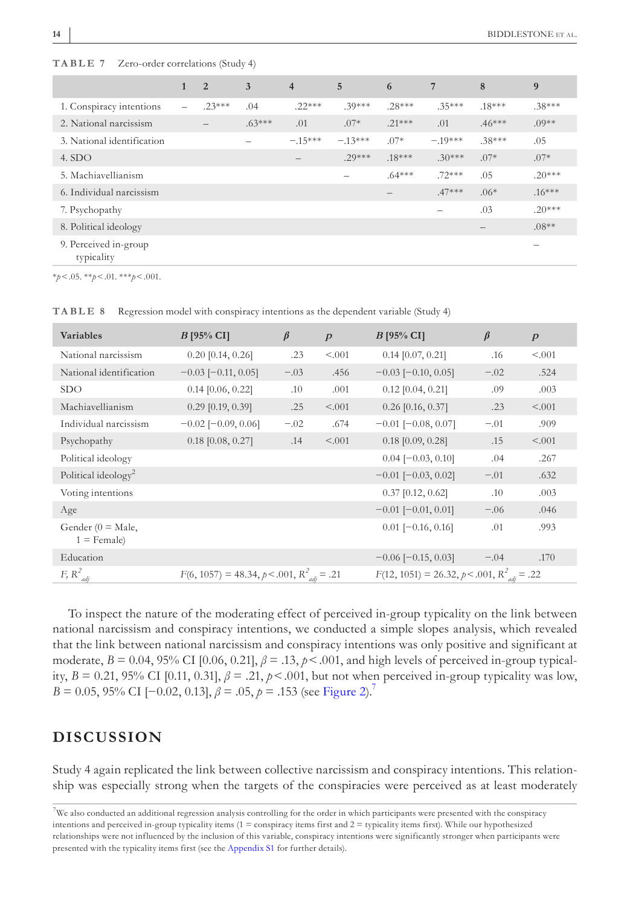**TABLE 7** Zero-order correlations (Study 4)

| | 1 | 2 | 3 | 4 | 5 | 6 | 7 | 8 | 9 |
|---|---|---|---|---|---|---|---|---|---|
| 1. Conspiracy intentions | – | .23*** | .04 | .22*** | .39*** | .28*** | .35*** | .18*** | .38*** |
| 2. National narcissism | | – | .63*** | .01 | .07* | .21*** | .01 | .46*** | .09** |
| 3. National identification | | | – | −.15*** | −.13*** | .07* | −.19*** | .38*** | .05 |
| 4. SDO | | | | – | .29*** | .18*** | .30*** | .07* | .07* |
| 5. Machiavellianism | | | | | – | .64*** | .72*** | .05 | .20*** |
| 6. Individual narcissism | | | | | | – | .47*** | .06* | .16*** |
| 7. Psychopathy | | | | | | | – | .03 | .20*** |
| 8. Political ideology | | | | | | | | – | .08** |
| 9. Perceived in-group typicality | | | | | | | | | – |

*$p < .05$. **$p < .01$. ***$p < .001$.

**TABLE 8** Regression model with conspiracy intentions as the dependent variable (Study 4)

| Variables | *B* [95% CI] | *β* | *p* | *B* [95% CI] | *β* | *p* |
|---|---|---|---|---|---|---|
| National narcissism | 0.20 [0.14, 0.26] | .23 | <.001 | 0.14 [0.07, 0.21] | .16 | <.001 |
| National identification | −0.03 [−0.11, 0.05] | −.03 | .456 | −0.03 [−0.10, 0.05] | −.02 | .524 |
| SDO | 0.14 [0.06, 0.22] | .10 | .001 | 0.12 [0.04, 0.21] | .09 | .003 |
| Machiavellianism | 0.29 [0.19, 0.39] | .25 | <.001 | 0.26 [0.16, 0.37] | .23 | <.001 |
| Individual narcissism | −0.02 [−0.09, 0.06] | −.02 | .674 | −0.01 [−0.08, 0.07] | −.01 | .909 |
| Psychopathy | 0.18 [0.08, 0.27] | .14 | <.001 | 0.18 [0.09, 0.28] | .15 | <.001 |
| Political ideology | | | | 0.04 [−0.03, 0.10] | .04 | .267 |
| Political ideology$^2$ | | | | −0.01 [−0.03, 0.02] | −.01 | .632 |
| Voting intentions | | | | 0.37 [0.12, 0.62] | .10 | .003 |
| Age | | | | −0.01 [−0.01, 0.01] | −.06 | .046 |
| Gender (0 = Male, 1 = Female) | | | | 0.01 [−0.16, 0.16] | .01 | .993 |
| Education | | | | −0.06 [−0.15, 0.03] | −.04 | .170 |
| $F$, $R^2_{adj}$ | $F(6, 1057) = 48.34$, $p < .001$, $R^2_{adj} = .21$ | | | $F(12, 1051) = 26.32$, $p < .001$, $R^2_{adj} = .22$ | | |

To inspect the nature of the moderating effect of perceived in-group typicality on the link between national narcissism and conspiracy intentions, we conducted a simple slopes analysis, which revealed that the link between national narcissism and conspiracy intentions was only positive and significant at moderate, $B = 0.04$, 95% CI [0.06, 0.21], $\beta = .13$, $p < .001$, and high levels of perceived in-group typicality, $B = 0.21$, 95% CI [0.11, 0.31], $\beta = .21$, $p < .001$, but not when perceived in-group typicality was low, $B = 0.05$, 95% CI [−0.02, 0.13], $\beta = .05$, $p = .153$ (see Figure 2).[7]

## DISCUSSION

Study 4 again replicated the link between collective narcissism and conspiracy intentions. This relationship was especially strong when the targets of the conspiracies were perceived as at least moderately

[7] We also conducted an additional regression analysis controlling for the order in which participants were presented with the conspiracy intentions and perceived in-group typicality items (1 = conspiracy items first and 2 = typicality items first). While our hypothesized relationships were not influenced by the inclusion of this variable, conspiracy intentions were significantly stronger when participants were presented with the typicality items first (see the Appendix S1 for further details).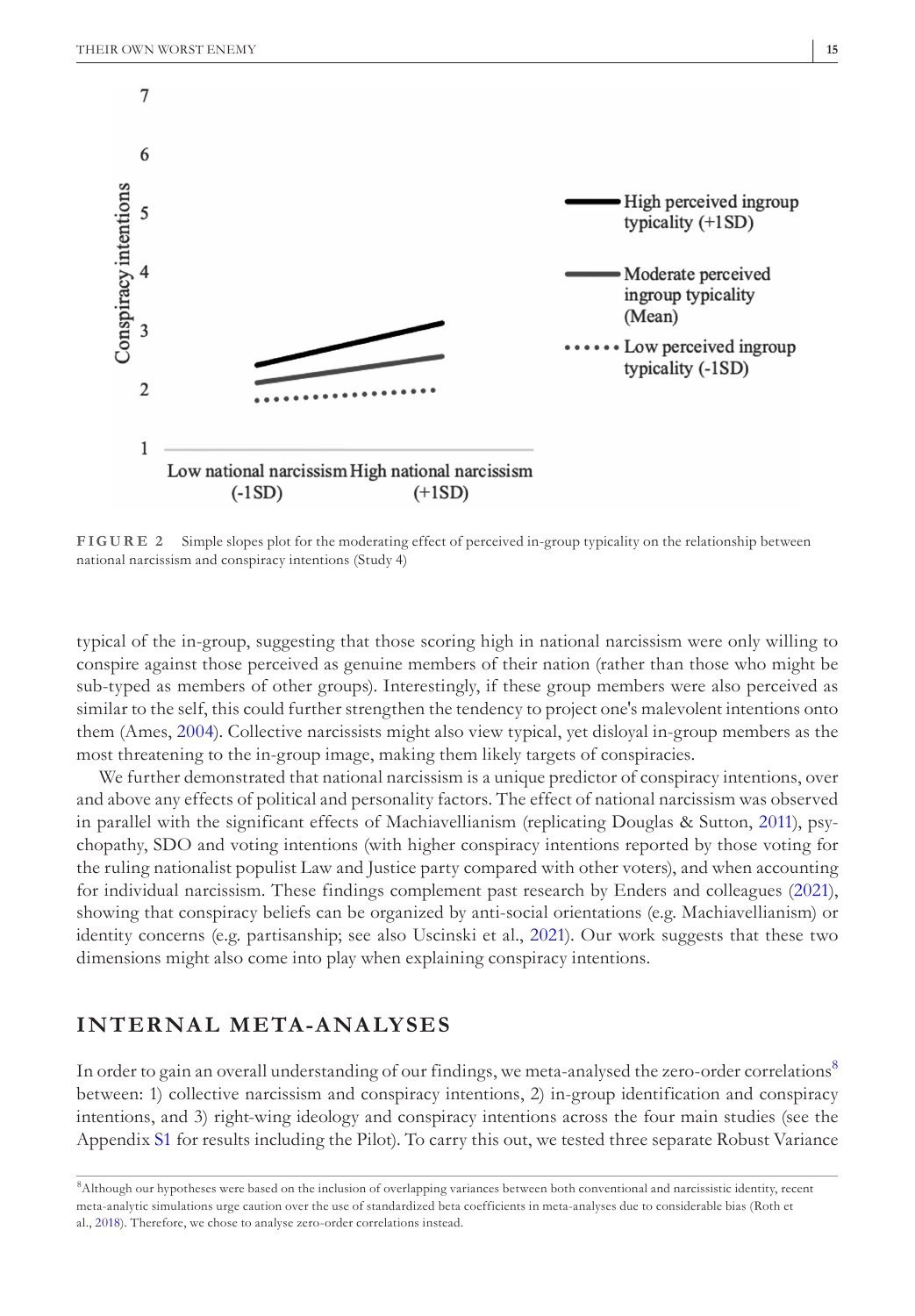FIGURE 2 Simple slopes plot for the moderating effect of perceived in-group typicality on the relationship between national narcissism and conspiracy intentions (Study 4)

typical of the in-group, suggesting that those scoring high in national narcissism were only willing to conspire against those perceived as genuine members of their nation (rather than those who might be sub-typed as members of other groups). Interestingly, if these group members were also perceived as similar to the self, this could further strengthen the tendency to project one's malevolent intentions onto them (Ames, 2004). Collective narcissists might also view typical, yet disloyal in-group members as the most threatening to the in-group image, making them likely targets of conspiracies.

We further demonstrated that national narcissism is a unique predictor of conspiracy intentions, over and above any effects of political and personality factors. The effect of national narcissism was observed in parallel with the significant effects of Machiavellianism (replicating Douglas & Sutton, 2011), psychopathy, SDO and voting intentions (with higher conspiracy intentions reported by those voting for the ruling nationalist populist Law and Justice party compared with other voters), and when accounting for individual narcissism. These findings complement past research by Enders and colleagues (2021), showing that conspiracy beliefs can be organized by anti-social orientations (e.g. Machiavellianism) or identity concerns (e.g. partisanship; see also Uscinski et al., 2021). Our work suggests that these two dimensions might also come into play when explaining conspiracy intentions.

## INTERNAL META-ANALYSES

In order to gain an overall understanding of our findings, we meta-analysed the zero-order correlations[8] between: 1) collective narcissism and conspiracy intentions, 2) in-group identification and conspiracy intentions, and 3) right-wing ideology and conspiracy intentions across the four main studies (see the Appendix S1 for results including the Pilot). To carry this out, we tested three separate Robust Variance

[8]Although our hypotheses were based on the inclusion of overlapping variances between both conventional and narcissistic identity, recent meta-analytic simulations urge caution over the use of standardized beta coefficients in meta-analyses due to considerable bias (Roth et al., 2018). Therefore, we chose to analyse zero-order correlations instead.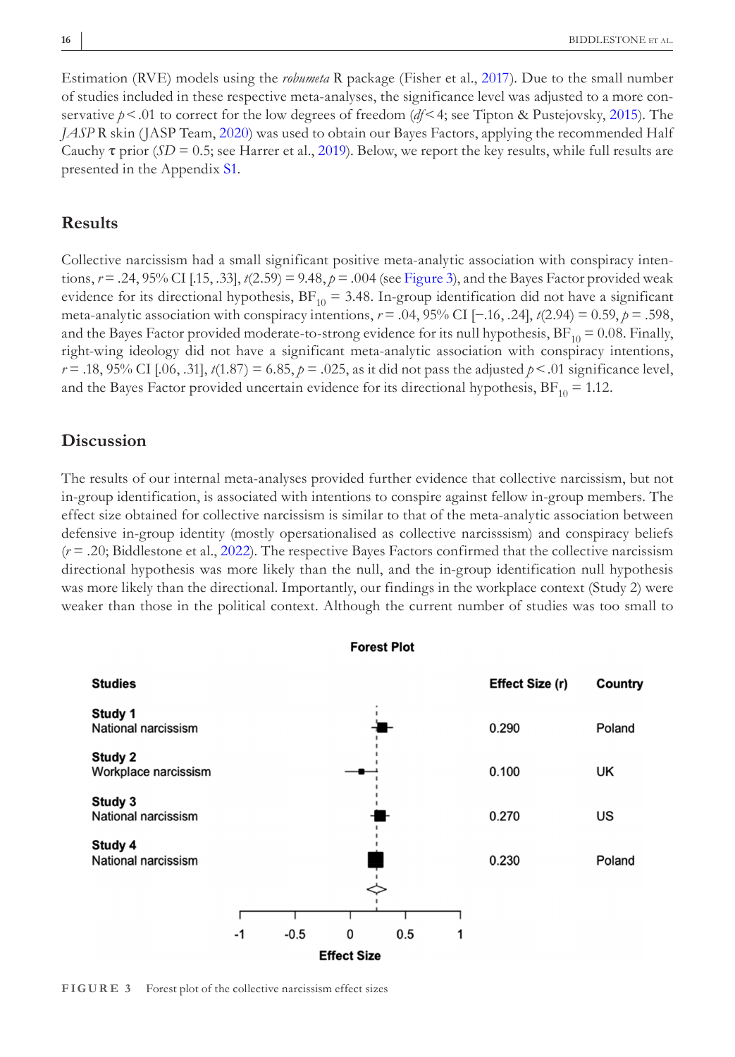Estimation (RVE) models using the *robumeta* R package (Fisher et al., 2017). Due to the small number of studies included in these respective meta-analyses, the significance level was adjusted to a more conservative $p < .01$ to correct for the low degrees of freedom ($df < 4$; see Tipton & Pustejovsky, 2015). The *JASP* R skin (JASP Team, 2020) was used to obtain our Bayes Factors, applying the recommended Half Cauchy τ prior ($SD = 0.5$; see Harrer et al., 2019). Below, we report the key results, while full results are presented in the Appendix S1.

## Results

Collective narcissism had a small significant positive meta-analytic association with conspiracy intentions, $r = .24$, 95% CI [.15, .33], $t(2.59) = 9.48$, $p = .004$ (see Figure 3), and the Bayes Factor provided weak evidence for its directional hypothesis, $BF_{10} = 3.48$. In-group identification did not have a significant meta-analytic association with conspiracy intentions, $r = .04$, 95% CI [−.16, .24], $t(2.94) = 0.59$, $p = .598$, and the Bayes Factor provided moderate-to-strong evidence for its null hypothesis, $BF_{10} = 0.08$. Finally, right-wing ideology did not have a significant meta-analytic association with conspiracy intentions, $r = .18$, 95% CI [.06, .31], $t(1.87) = 6.85$, $p = .025$, as it did not pass the adjusted $p < .01$ significance level, and the Bayes Factor provided uncertain evidence for its directional hypothesis, $BF_{10} = 1.12$.

## Discussion

The results of our internal meta-analyses provided further evidence that collective narcissism, but not in-group identification, is associated with intentions to conspire against fellow in-group members. The effect size obtained for collective narcissism is similar to that of the meta-analytic association between defensive in-group identity (mostly opersationalised as collective narcisssism) and conspiracy beliefs ($r = .20$; Biddlestone et al., 2022). The respective Bayes Factors confirmed that the collective narcissism directional hypothesis was more likely than the null, and the in-group identification null hypothesis was more likely than the directional. Importantly, our findings in the workplace context (Study 2) were weaker than those in the political context. Although the current number of studies was too small to

**Forest Plot**

| Studies | Effect Size (r) | Country |
|---|---|---|
| Study 1 National narcissism | 0.290 | Poland |
| Study 2 Workplace narcissism | 0.100 | UK |
| Study 3 National narcissism | 0.270 | US |
| Study 4 National narcissism | 0.230 | Poland |

FIGURE 3 Forest plot of the collective narcissism effect sizes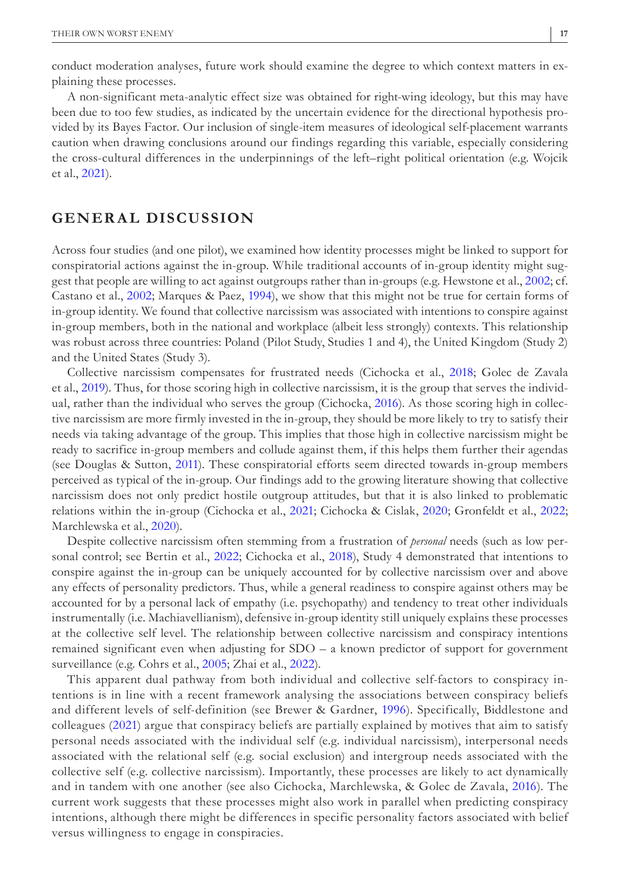conduct moderation analyses, future work should examine the degree to which context matters in explaining these processes.

A non-significant meta-analytic effect size was obtained for right-wing ideology, but this may have been due to too few studies, as indicated by the uncertain evidence for the directional hypothesis provided by its Bayes Factor. Our inclusion of single-item measures of ideological self-placement warrants caution when drawing conclusions around our findings regarding this variable, especially considering the cross-cultural differences in the underpinnings of the left–right political orientation (e.g. Wojcik et al., 2021).

## GENERAL DISCUSSION

Across four studies (and one pilot), we examined how identity processes might be linked to support for conspiratorial actions against the in-group. While traditional accounts of in-group identity might suggest that people are willing to act against outgroups rather than in-groups (e.g. Hewstone et al., 2002; cf. Castano et al., 2002; Marques & Paez, 1994), we show that this might not be true for certain forms of in-group identity. We found that collective narcissism was associated with intentions to conspire against in-group members, both in the national and workplace (albeit less strongly) contexts. This relationship was robust across three countries: Poland (Pilot Study, Studies 1 and 4), the United Kingdom (Study 2) and the United States (Study 3).

Collective narcissism compensates for frustrated needs (Cichocka et al., 2018; Golec de Zavala et al., 2019). Thus, for those scoring high in collective narcissism, it is the group that serves the individual, rather than the individual who serves the group (Cichocka, 2016). As those scoring high in collective narcissism are more firmly invested in the in-group, they should be more likely to try to satisfy their needs via taking advantage of the group. This implies that those high in collective narcissism might be ready to sacrifice in-group members and collude against them, if this helps them further their agendas (see Douglas & Sutton, 2011). These conspiratorial efforts seem directed towards in-group members perceived as typical of the in-group. Our findings add to the growing literature showing that collective narcissism does not only predict hostile outgroup attitudes, but that it is also linked to problematic relations within the in-group (Cichocka et al., 2021; Cichocka & Cislak, 2020; Gronfeldt et al., 2022; Marchlewska et al., 2020).

Despite collective narcissism often stemming from a frustration of *personal* needs (such as low personal control; see Bertin et al., 2022; Cichocka et al., 2018), Study 4 demonstrated that intentions to conspire against the in-group can be uniquely accounted for by collective narcissism over and above any effects of personality predictors. Thus, while a general readiness to conspire against others may be accounted for by a personal lack of empathy (i.e. psychopathy) and tendency to treat other individuals instrumentally (i.e. Machiavellianism), defensive in-group identity still uniquely explains these processes at the collective self level. The relationship between collective narcissism and conspiracy intentions remained significant even when adjusting for SDO – a known predictor of support for government surveillance (e.g. Cohrs et al., 2005; Zhai et al., 2022).

This apparent dual pathway from both individual and collective self-factors to conspiracy intentions is in line with a recent framework analysing the associations between conspiracy beliefs and different levels of self-definition (see Brewer & Gardner, 1996). Specifically, Biddlestone and colleagues (2021) argue that conspiracy beliefs are partially explained by motives that aim to satisfy personal needs associated with the individual self (e.g. individual narcissism), interpersonal needs associated with the relational self (e.g. social exclusion) and intergroup needs associated with the collective self (e.g. collective narcissism). Importantly, these processes are likely to act dynamically and in tandem with one another (see also Cichocka, Marchlewska, & Golec de Zavala, 2016). The current work suggests that these processes might also work in parallel when predicting conspiracy intentions, although there might be differences in specific personality factors associated with belief versus willingness to engage in conspiracies.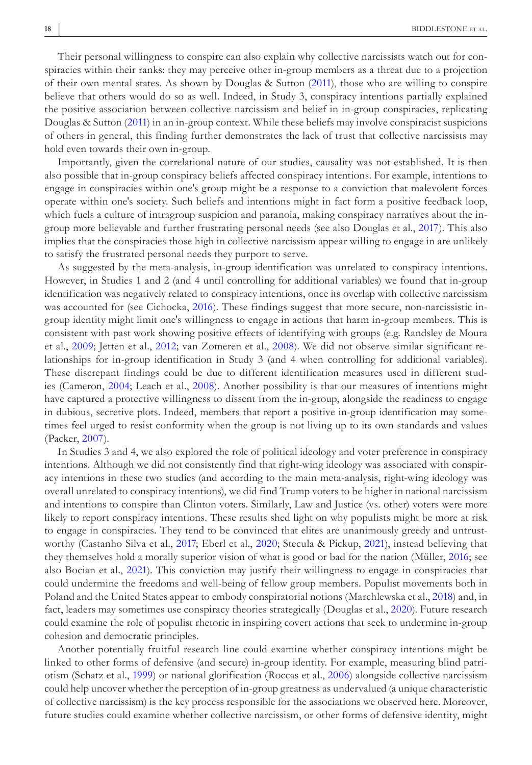Their personal willingness to conspire can also explain why collective narcissists watch out for conspiracies within their ranks: they may perceive other in-group members as a threat due to a projection of their own mental states. As shown by Douglas & Sutton (2011), those who are willing to conspire believe that others would do so as well. Indeed, in Study 3, conspiracy intentions partially explained the positive association between collective narcissism and belief in in-group conspiracies, replicating Douglas & Sutton (2011) in an in-group context. While these beliefs may involve conspiracist suspicions of others in general, this finding further demonstrates the lack of trust that collective narcissists may hold even towards their own in-group.

Importantly, given the correlational nature of our studies, causality was not established. It is then also possible that in-group conspiracy beliefs affected conspiracy intentions. For example, intentions to engage in conspiracies within one's group might be a response to a conviction that malevolent forces operate within one's society. Such beliefs and intentions might in fact form a positive feedback loop, which fuels a culture of intragroup suspicion and paranoia, making conspiracy narratives about the in-group more believable and further frustrating personal needs (see also Douglas et al., 2017). This also implies that the conspiracies those high in collective narcissism appear willing to engage in are unlikely to satisfy the frustrated personal needs they purport to serve.

As suggested by the meta-analysis, in-group identification was unrelated to conspiracy intentions. However, in Studies 1 and 2 (and 4 until controlling for additional variables) we found that in-group identification was negatively related to conspiracy intentions, once its overlap with collective narcissism was accounted for (see Cichocka, 2016). These findings suggest that more secure, non-narcissistic in-group identity might limit one's willingness to engage in actions that harm in-group members. This is consistent with past work showing positive effects of identifying with groups (e.g. Randsley de Moura et al., 2009; Jetten et al., 2012; van Zomeren et al., 2008). We did not observe similar significant relationships for in-group identification in Study 3 (and 4 when controlling for additional variables). These discrepant findings could be due to different identification measures used in different studies (Cameron, 2004; Leach et al., 2008). Another possibility is that our measures of intentions might have captured a protective willingness to dissent from the in-group, alongside the readiness to engage in dubious, secretive plots. Indeed, members that report a positive in-group identification may sometimes feel urged to resist conformity when the group is not living up to its own standards and values (Packer, 2007).

In Studies 3 and 4, we also explored the role of political ideology and voter preference in conspiracy intentions. Although we did not consistently find that right-wing ideology was associated with conspiracy intentions in these two studies (and according to the main meta-analysis, right-wing ideology was overall unrelated to conspiracy intentions), we did find Trump voters to be higher in national narcissism and intentions to conspire than Clinton voters. Similarly, Law and Justice (vs. other) voters were more likely to report conspiracy intentions. These results shed light on why populists might be more at risk to engage in conspiracies. They tend to be convinced that elites are unanimously greedy and untrustworthy (Castanho Silva et al., 2017; Eberl et al., 2020; Stecula & Pickup, 2021), instead believing that they themselves hold a morally superior vision of what is good or bad for the nation (Müller, 2016; see also Bocian et al., 2021). This conviction may justify their willingness to engage in conspiracies that could undermine the freedoms and well-being of fellow group members. Populist movements both in Poland and the United States appear to embody conspiratorial notions (Marchlewska et al., 2018) and, in fact, leaders may sometimes use conspiracy theories strategically (Douglas et al., 2020). Future research could examine the role of populist rhetoric in inspiring covert actions that seek to undermine in-group cohesion and democratic principles.

Another potentially fruitful research line could examine whether conspiracy intentions might be linked to other forms of defensive (and secure) in-group identity. For example, measuring blind patriotism (Schatz et al., 1999) or national glorification (Roccas et al., 2006) alongside collective narcissism could help uncover whether the perception of in-group greatness as undervalued (a unique characteristic of collective narcissism) is the key process responsible for the associations we observed here. Moreover, future studies could examine whether collective narcissism, or other forms of defensive identity, might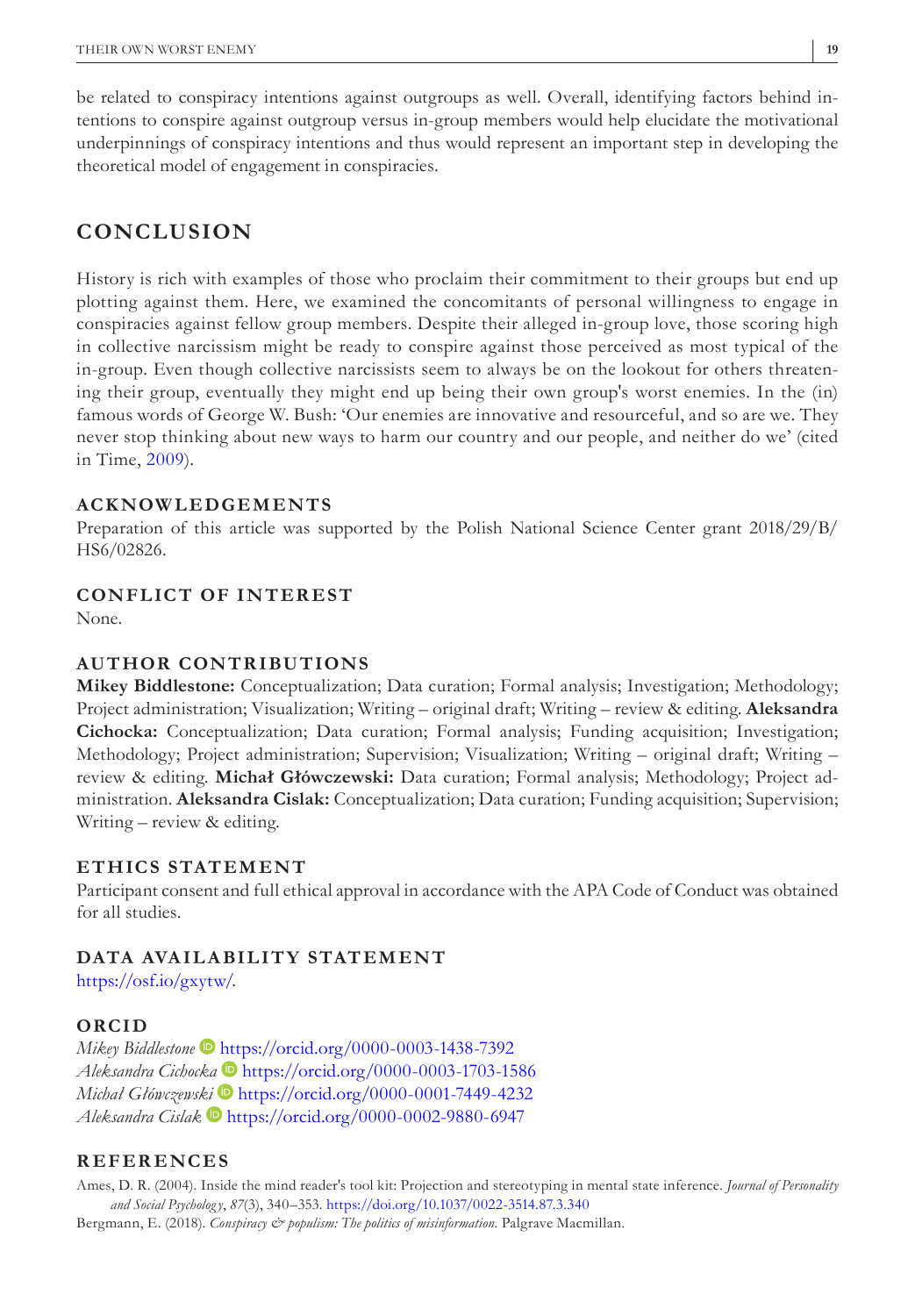be related to conspiracy intentions against outgroups as well. Overall, identifying factors behind intentions to conspire against outgroup versus in-group members would help elucidate the motivational underpinnings of conspiracy intentions and thus would represent an important step in developing the theoretical model of engagement in conspiracies.

## CONCLUSION

History is rich with examples of those who proclaim their commitment to their groups but end up plotting against them. Here, we examined the concomitants of personal willingness to engage in conspiracies against fellow group members. Despite their alleged in-group love, those scoring high in collective narcissism might be ready to conspire against those perceived as most typical of the in-group. Even though collective narcissists seem to always be on the lookout for others threatening their group, eventually they might end up being their own group's worst enemies. In the (in) famous words of George W. Bush: 'Our enemies are innovative and resourceful, and so are we. They never stop thinking about new ways to harm our country and our people, and neither do we' (cited in Time, 2009).

### ACKNOWLEDGEMENTS

Preparation of this article was supported by the Polish National Science Center grant 2018/29/B/HS6/02826.

### CONFLICT OF INTEREST

None.

### AUTHOR CONTRIBUTIONS

**Mikey Biddlestone:** Conceptualization; Data curation; Formal analysis; Investigation; Methodology; Project administration; Visualization; Writing – original draft; Writing – review & editing. **Aleksandra Cichocka:** Conceptualization; Data curation; Formal analysis; Funding acquisition; Investigation; Methodology; Project administration; Supervision; Visualization; Writing – original draft; Writing – review & editing. **Michał Główczewski:** Data curation; Formal analysis; Methodology; Project administration. **Aleksandra Cislak:** Conceptualization; Data curation; Funding acquisition; Supervision; Writing – review & editing.

### ETHICS STATEMENT

Participant consent and full ethical approval in accordance with the APA Code of Conduct was obtained for all studies.

### DATA AVAILABILITY STATEMENT

https://osf.io/gxytw/.

### ORCID

*Mikey Biddlestone* https://orcid.org/0000-0003-1438-7392
*Aleksandra Cichocka* https://orcid.org/0000-0003-1703-1586
*Michał Główczewski* https://orcid.org/0000-0001-7449-4232
*Aleksandra Cislak* https://orcid.org/0000-0002-9880-6947

## REFERENCES

Ames, D. R. (2004). Inside the mind reader's tool kit: Projection and stereotyping in mental state inference. *Journal of Personality and Social Psychology*, *87*(3), 340–353. https://doi.org/10.1037/0022-3514.87.3.340

Bergmann, E. (2018). *Conspiracy & populism: The politics of misinformation.* Palgrave Macmillan.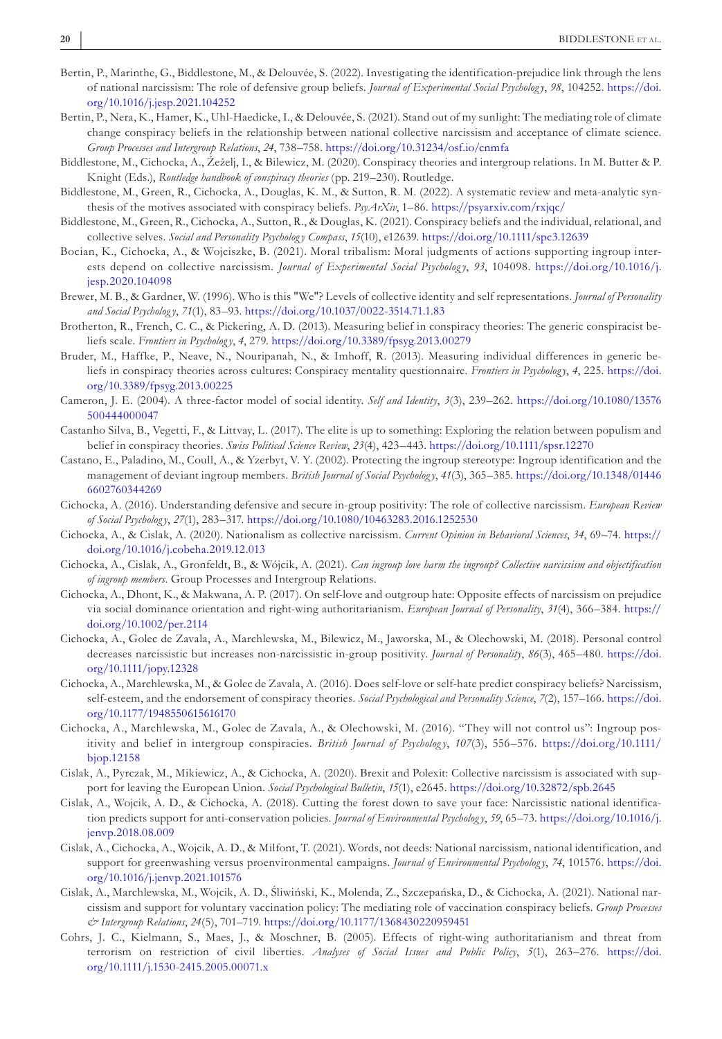Bertin, P., Marinthe, G., Biddlestone, M., & Delouvée, S. (2022). Investigating the identification-prejudice link through the lens of national narcissism: The role of defensive group beliefs. *Journal of Experimental Social Psychology*, *98*, 104252. https://doi.org/10.1016/j.jesp.2021.104252

Bertin, P., Nera, K., Hamer, K., Uhl-Haedicke, I., & Delouvée, S. (2021). Stand out of my sunlight: The mediating role of climate change conspiracy beliefs in the relationship between national collective narcissism and acceptance of climate science. *Group Processes and Intergroup Relations*, *24*, 738–758. https://doi.org/10.31234/osf.io/cnmfa

Biddlestone, M., Cichocka, A., Žeželj, I., & Bilewicz, M. (2020). Conspiracy theories and intergroup relations. In M. Butter & P. Knight (Eds.), *Routledge handbook of conspiracy theories* (pp. 219–230). Routledge.

Biddlestone, M., Green, R., Cichocka, A., Douglas, K. M., & Sutton, R. M. (2022). A systematic review and meta-analytic synthesis of the motives associated with conspiracy beliefs. *PsyArXiv*, 1–86. https://psyarxiv.com/rxjqc/

Biddlestone, M., Green, R., Cichocka, A., Sutton, R., & Douglas, K. (2021). Conspiracy beliefs and the individual, relational, and collective selves. *Social and Personality Psychology Compass*, *15*(10), e12639. https://doi.org/10.1111/spc3.12639

Bocian, K., Cichocka, A., & Wojciszke, B. (2021). Moral tribalism: Moral judgments of actions supporting ingroup interests depend on collective narcissism. *Journal of Experimental Social Psychology*, *93*, 104098. https://doi.org/10.1016/j.jesp.2020.104098

Brewer, M. B., & Gardner, W. (1996). Who is this "We"? Levels of collective identity and self representations. *Journal of Personality and Social Psychology*, *71*(1), 83–93. https://doi.org/10.1037/0022-3514.71.1.83

Brotherton, R., French, C. C., & Pickering, A. D. (2013). Measuring belief in conspiracy theories: The generic conspiracist beliefs scale. *Frontiers in Psychology*, *4*, 279. https://doi.org/10.3389/fpsyg.2013.00279

Bruder, M., Haffke, P., Neave, N., Nouripanah, N., & Imhoff, R. (2013). Measuring individual differences in generic beliefs in conspiracy theories across cultures: Conspiracy mentality questionnaire. *Frontiers in Psychology*, *4*, 225. https://doi.org/10.3389/fpsyg.2013.00225

Cameron, J. E. (2004). A three-factor model of social identity. *Self and Identity*, *3*(3), 239–262. https://doi.org/10.1080/13576500444000047

Castanho Silva, B., Vegetti, F., & Littvay, L. (2017). The elite is up to something: Exploring the relation between populism and belief in conspiracy theories. *Swiss Political Science Review*, *23*(4), 423–443. https://doi.org/10.1111/spsr.12270

Castano, E., Paladino, M., Coull, A., & Yzerbyt, V. Y. (2002). Protecting the ingroup stereotype: Ingroup identification and the management of deviant ingroup members. *British Journal of Social Psychology*, *41*(3), 365–385. https://doi.org/10.1348/014466602760344269

Cichocka, A. (2016). Understanding defensive and secure in-group positivity: The role of collective narcissism. *European Review of Social Psychology*, *27*(1), 283–317. https://doi.org/10.1080/10463283.2016.1252530

Cichocka, A., & Cislak, A. (2020). Nationalism as collective narcissism. *Current Opinion in Behavioral Sciences*, *34*, 69–74. https://doi.org/10.1016/j.cobeha.2019.12.013

Cichocka, A., Cislak, A., Gronfeldt, B., & Wójcik, A. (2021). *Can ingroup love harm the ingroup? Collective narcissism and objectification of ingroup members*. Group Processes and Intergroup Relations.

Cichocka, A., Dhont, K., & Makwana, A. P. (2017). On self-love and outgroup hate: Opposite effects of narcissism on prejudice via social dominance orientation and right-wing authoritarianism. *European Journal of Personality*, *31*(4), 366–384. https://doi.org/10.1002/per.2114

Cichocka, A., Golec de Zavala, A., Marchlewska, M., Bilewicz, M., Jaworska, M., & Olechowski, M. (2018). Personal control decreases narcissistic but increases non-narcissistic in-group positivity. *Journal of Personality*, *86*(3), 465–480. https://doi.org/10.1111/jopy.12328

Cichocka, A., Marchlewska, M., & Golec de Zavala, A. (2016). Does self-love or self-hate predict conspiracy beliefs? Narcissism, self-esteem, and the endorsement of conspiracy theories. *Social Psychological and Personality Science*, *7*(2), 157–166. https://doi.org/10.1177/1948550615616170

Cichocka, A., Marchlewska, M., Golec de Zavala, A., & Olechowski, M. (2016). "They will not control us": Ingroup positivity and belief in intergroup conspiracies. *British Journal of Psychology*, *107*(3), 556–576. https://doi.org/10.1111/bjop.12158

Cislak, A., Pyrczak, M., Mikiewicz, A., & Cichocka, A. (2020). Brexit and Polexit: Collective narcissism is associated with support for leaving the European Union. *Social Psychological Bulletin*, *15*(1), e2645. https://doi.org/10.32872/spb.2645

Cislak, A., Wojcik, A. D., & Cichocka, A. (2018). Cutting the forest down to save your face: Narcissistic national identification predicts support for anti-conservation policies. *Journal of Environmental Psychology*, *59*, 65–73. https://doi.org/10.1016/j.jenvp.2018.08.009

Cislak, A., Cichocka, A., Wojcik, A. D., & Milfont, T. (2021). Words, not deeds: National narcissism, national identification, and support for greenwashing versus proenvironmental campaigns. *Journal of Environmental Psychology*, *74*, 101576. https://doi.org/10.1016/j.jenvp.2021.101576

Cislak, A., Marchlewska, M., Wojcik, A. D., Śliwiński, K., Molenda, Z., Szczepańska, D., & Cichocka, A. (2021). National narcissism and support for voluntary vaccination policy: The mediating role of vaccination conspiracy beliefs. *Group Processes & Intergroup Relations*, *24*(5), 701–719. https://doi.org/10.1177/1368430220959451

Cohrs, J. C., Kielmann, S., Maes, J., & Moschner, B. (2005). Effects of right-wing authoritarianism and threat from terrorism on restriction of civil liberties. *Analyses of Social Issues and Public Policy*, *5*(1), 263–276. https://doi.org/10.1111/j.1530-2415.2005.00071.x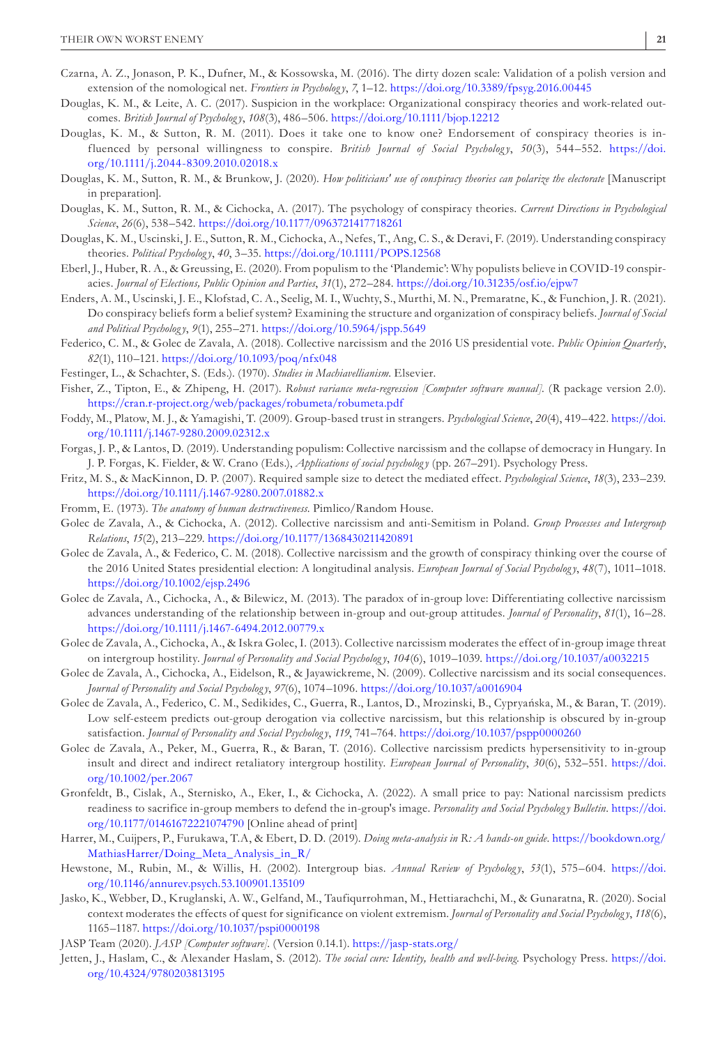Czarna, A. Z., Jonason, P. K., Dufner, M., & Kossowska, M. (2016). The dirty dozen scale: Validation of a polish version and extension of the nomological net. *Frontiers in Psychology*, *7*, 1–12. https://doi.org/10.3389/fpsyg.2016.00445

Douglas, K. M., & Leite, A. C. (2017). Suspicion in the workplace: Organizational conspiracy theories and work-related outcomes. *British Journal of Psychology*, *108*(3), 486–506. https://doi.org/10.1111/bjop.12212

Douglas, K. M., & Sutton, R. M. (2011). Does it take one to know one? Endorsement of conspiracy theories is influenced by personal willingness to conspire. *British Journal of Social Psychology*, *50*(3), 544–552. https://doi.org/10.1111/j.2044-8309.2010.02018.x

Douglas, K. M., Sutton, R. M., & Brunkow, J. (2020). *How politicians' use of conspiracy theories can polarize the electorate* [Manuscript in preparation].

Douglas, K. M., Sutton, R. M., & Cichocka, A. (2017). The psychology of conspiracy theories. *Current Directions in Psychological Science*, *26*(6), 538–542. https://doi.org/10.1177/0963721417718261

Douglas, K. M., Uscinski, J. E., Sutton, R. M., Cichocka, A., Nefes, T., Ang, C. S., & Deravi, F. (2019). Understanding conspiracy theories. *Political Psychology*, *40*, 3–35. https://doi.org/10.1111/POPS.12568

Eberl, J., Huber, R. A., & Greussing, E. (2020). From populism to the 'Plandemic': Why populists believe in COVID-19 conspiracies. *Journal of Elections, Public Opinion and Parties*, *31*(1), 272–284. https://doi.org/10.31235/osf.io/ejpw7

Enders, A. M., Uscinski, J. E., Klofstad, C. A., Seelig, M. I., Wuchty, S., Murthi, M. N., Premaratne, K., & Funchion, J. R. (2021). Do conspiracy beliefs form a belief system? Examining the structure and organization of conspiracy beliefs. *Journal of Social and Political Psychology*, *9*(1), 255–271. https://doi.org/10.5964/jspp.5649

Federico, C. M., & Golec de Zavala, A. (2018). Collective narcissism and the 2016 US presidential vote. *Public Opinion Quarterly*, *82*(1), 110–121. https://doi.org/10.1093/poq/nfx048

Festinger, L., & Schachter, S. (Eds.). (1970). *Studies in Machiavellianism*. Elsevier.

Fisher, Z., Tipton, E., & Zhipeng, H. (2017). *Robust variance meta-regression [Computer software manual]*. (R package version 2.0). https://cran.r-project.org/web/packages/robumeta/robumeta.pdf

Foddy, M., Platow, M. J., & Yamagishi, T. (2009). Group-based trust in strangers. *Psychological Science*, *20*(4), 419–422. https://doi.org/10.1111/j.1467-9280.2009.02312.x

Forgas, J. P., & Lantos, D. (2019). Understanding populism: Collective narcissism and the collapse of democracy in Hungary. In J. P. Forgas, K. Fielder, & W. Crano (Eds.), *Applications of social psychology* (pp. 267–291). Psychology Press.

Fritz, M. S., & MacKinnon, D. P. (2007). Required sample size to detect the mediated effect. *Psychological Science*, *18*(3), 233–239. https://doi.org/10.1111/j.1467-9280.2007.01882.x

Fromm, E. (1973). *The anatomy of human destructiveness*. Pimlico/Random House.

Golec de Zavala, A., & Cichocka, A. (2012). Collective narcissism and anti-Semitism in Poland. *Group Processes and Intergroup Relations*, *15*(2), 213–229. https://doi.org/10.1177/1368430211420891

Golec de Zavala, A., & Federico, C. M. (2018). Collective narcissism and the growth of conspiracy thinking over the course of the 2016 United States presidential election: A longitudinal analysis. *European Journal of Social Psychology*, *48*(7), 1011–1018. https://doi.org/10.1002/ejsp.2496

Golec de Zavala, A., Cichocka, A., & Bilewicz, M. (2013). The paradox of in-group love: Differentiating collective narcissism advances understanding of the relationship between in-group and out-group attitudes. *Journal of Personality*, *81*(1), 16–28. https://doi.org/10.1111/j.1467-6494.2012.00779.x

Golec de Zavala, A., Cichocka, A., & Iskra Golec, I. (2013). Collective narcissism moderates the effect of in-group image threat on intergroup hostility. *Journal of Personality and Social Psychology*, *104*(6), 1019–1039. https://doi.org/10.1037/a0032215

Golec de Zavala, A., Cichocka, A., Eidelson, R., & Jayawickreme, N. (2009). Collective narcissism and its social consequences. *Journal of Personality and Social Psychology*, *97*(6), 1074–1096. https://doi.org/10.1037/a0016904

Golec de Zavala, A., Federico, C. M., Sedikides, C., Guerra, R., Lantos, D., Mrozinski, B., Cypryańska, M., & Baran, T. (2019). Low self-esteem predicts out-group derogation via collective narcissism, but this relationship is obscured by in-group satisfaction. *Journal of Personality and Social Psychology*, *119*, 741–764. https://doi.org/10.1037/pspp0000260

Golec de Zavala, A., Peker, M., Guerra, R., & Baran, T. (2016). Collective narcissism predicts hypersensitivity to in-group insult and direct and indirect retaliatory intergroup hostility. *European Journal of Personality*, *30*(6), 532–551. https://doi.org/10.1002/per.2067

Gronfeldt, B., Cislak, A., Sternisko, A., Eker, I., & Cichocka, A. (2022). A small price to pay: National narcissism predicts readiness to sacrifice in-group members to defend the in-group's image. *Personality and Social Psychology Bulletin*. https://doi.org/10.1177/01461672221074790 [Online ahead of print]

Harrer, M., Cuijpers, P., Furukawa, T.A, & Ebert, D. D. (2019). *Doing meta-analysis in R: A hands-on guide*. https://bookdown.org/MathiasHarrer/Doing_Meta_Analysis_in_R/

Hewstone, M., Rubin, M., & Willis, H. (2002). Intergroup bias. *Annual Review of Psychology*, *53*(1), 575–604. https://doi.org/10.1146/annurev.psych.53.100901.135109

Jasko, K., Webber, D., Kruglanski, A. W., Gelfand, M., Taufiqurrohman, M., Hettiarachchi, M., & Gunaratna, R. (2020). Social context moderates the effects of quest for significance on violent extremism. *Journal of Personality and Social Psychology*, *118*(6), 1165–1187. https://doi.org/10.1037/pspi0000198

JASP Team (2020). *JASP [Computer software]*. (Version 0.14.1). https://jasp-stats.org/

Jetten, J., Haslam, C., & Alexander Haslam, S. (2012). *The social cure: Identity, health and well-being*. Psychology Press. https://doi.org/10.4324/9780203813195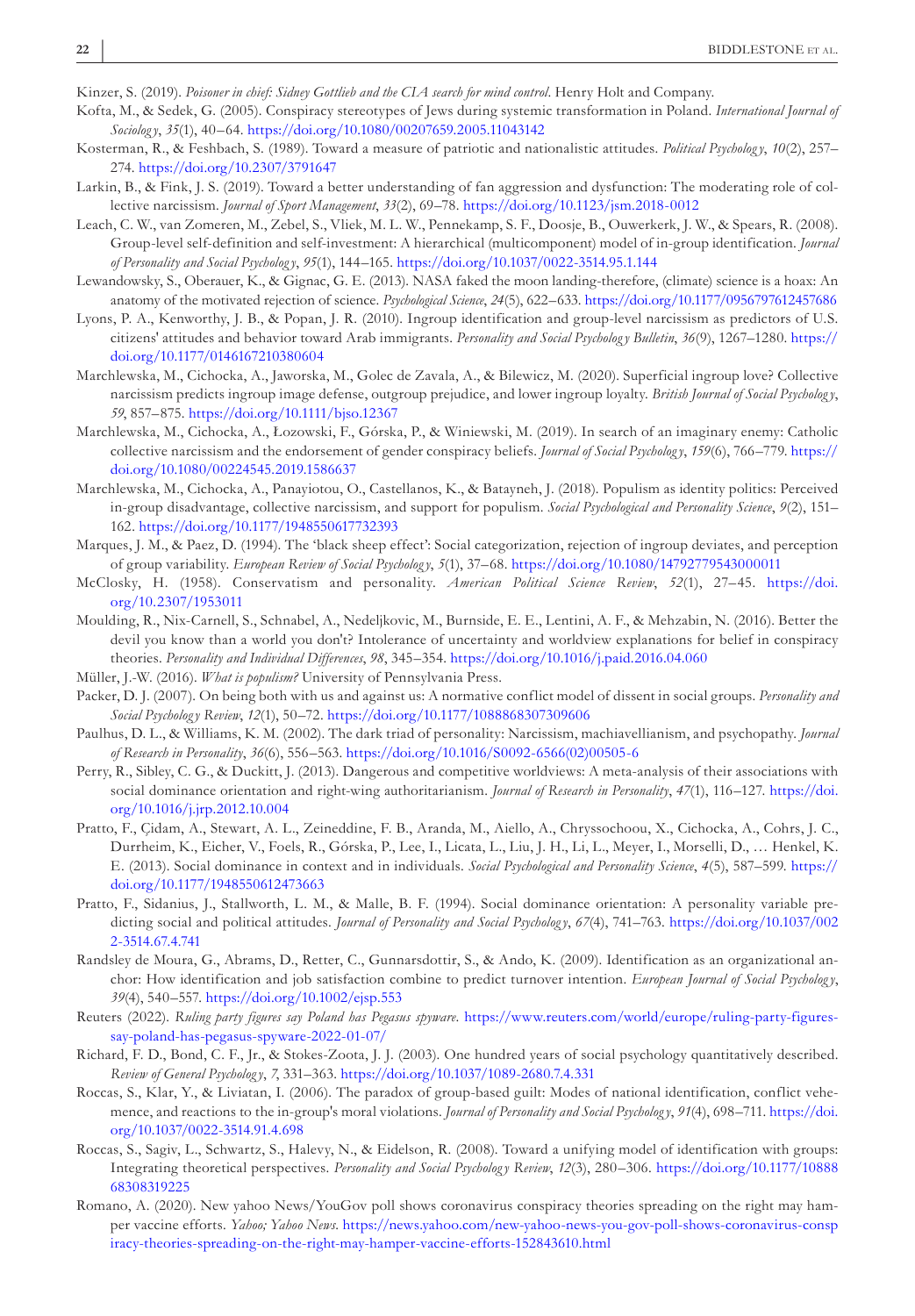Kinzer, S. (2019). *Poisoner in chief: Sidney Gottlieb and the CIA search for mind control*. Henry Holt and Company.

Kofta, M., & Sedek, G. (2005). Conspiracy stereotypes of Jews during systemic transformation in Poland. *International Journal of Sociology*, *35*(1), 40–64. https://doi.org/10.1080/00207659.2005.11043142

Kosterman, R., & Feshbach, S. (1989). Toward a measure of patriotic and nationalistic attitudes. *Political Psychology*, *10*(2), 257–274. https://doi.org/10.2307/3791647

Larkin, B., & Fink, J. S. (2019). Toward a better understanding of fan aggression and dysfunction: The moderating role of collective narcissism. *Journal of Sport Management*, *33*(2), 69–78. https://doi.org/10.1123/jsm.2018-0012

Leach, C. W., van Zomeren, M., Zebel, S., Vliek, M. L. W., Pennekamp, S. F., Doosje, B., Ouwerkerk, J. W., & Spears, R. (2008). Group-level self-definition and self-investment: A hierarchical (multicomponent) model of in-group identification. *Journal of Personality and Social Psychology*, *95*(1), 144–165. https://doi.org/10.1037/0022-3514.95.1.144

Lewandowsky, S., Oberauer, K., & Gignac, G. E. (2013). NASA faked the moon landing-therefore, (climate) science is a hoax: An anatomy of the motivated rejection of science. *Psychological Science*, *24*(5), 622–633. https://doi.org/10.1177/0956797612457686

Lyons, P. A., Kenworthy, J. B., & Popan, J. R. (2010). Ingroup identification and group-level narcissism as predictors of U.S. citizens' attitudes and behavior toward Arab immigrants. *Personality and Social Psychology Bulletin*, *36*(9), 1267–1280. https://doi.org/10.1177/0146167210380604

Marchlewska, M., Cichocka, A., Jaworska, M., Golec de Zavala, A., & Bilewicz, M. (2020). Superficial ingroup love? Collective narcissism predicts ingroup image defense, outgroup prejudice, and lower ingroup loyalty. *British Journal of Social Psychology*, *59*, 857–875. https://doi.org/10.1111/bjso.12367

Marchlewska, M., Cichocka, A., Łozowski, F., Górska, P., & Winiewski, M. (2019). In search of an imaginary enemy: Catholic collective narcissism and the endorsement of gender conspiracy beliefs. *Journal of Social Psychology*, *159*(6), 766–779. https://doi.org/10.1080/00224545.2019.1586637

Marchlewska, M., Cichocka, A., Panayiotou, O., Castellanos, K., & Batayneh, J. (2018). Populism as identity politics: Perceived in-group disadvantage, collective narcissism, and support for populism. *Social Psychological and Personality Science*, *9*(2), 151–162. https://doi.org/10.1177/1948550617732393

Marques, J. M., & Paez, D. (1994). The 'black sheep effect': Social categorization, rejection of ingroup deviates, and perception of group variability. *European Review of Social Psychology*, *5*(1), 37–68. https://doi.org/10.1080/14792779543000011

McClosky, H. (1958). Conservatism and personality. *American Political Science Review*, *52*(1), 27–45. https://doi.org/10.2307/1953011

Moulding, R., Nix-Carnell, S., Schnabel, A., Nedeljkovic, M., Burnside, E. E., Lentini, A. F., & Mehzabin, N. (2016). Better the devil you know than a world you don't? Intolerance of uncertainty and worldview explanations for belief in conspiracy theories. *Personality and Individual Differences*, *98*, 345–354. https://doi.org/10.1016/j.paid.2016.04.060

Müller, J.-W. (2016). *What is populism?* University of Pennsylvania Press.

Packer, D. J. (2007). On being both with us and against us: A normative conflict model of dissent in social groups. *Personality and Social Psychology Review*, *12*(1), 50–72. https://doi.org/10.1177/1088868307309606

Paulhus, D. L., & Williams, K. M. (2002). The dark triad of personality: Narcissism, machiavellianism, and psychopathy. *Journal of Research in Personality*, *36*(6), 556–563. https://doi.org/10.1016/S0092-6566(02)00505-6

Perry, R., Sibley, C. G., & Duckitt, J. (2013). Dangerous and competitive worldviews: A meta-analysis of their associations with social dominance orientation and right-wing authoritarianism. *Journal of Research in Personality*, *47*(1), 116–127. https://doi.org/10.1016/j.jrp.2012.10.004

Pratto, F., Çidam, A., Stewart, A. L., Zeineddine, F. B., Aranda, M., Aiello, A., Chryssochoou, X., Cichocka, A., Cohrs, J. C., Durrheim, K., Eicher, V., Foels, R., Górska, P., Lee, I., Licata, L., Liu, J. H., Li, L., Meyer, I., Morselli, D., … Henkel, K. E. (2013). Social dominance in context and in individuals. *Social Psychological and Personality Science*, *4*(5), 587–599. https://doi.org/10.1177/1948550612473663

Pratto, F., Sidanius, J., Stallworth, L. M., & Malle, B. F. (1994). Social dominance orientation: A personality variable predicting social and political attitudes. *Journal of Personality and Social Psychology*, *67*(4), 741–763. https://doi.org/10.1037/0022-3514.67.4.741

Randsley de Moura, G., Abrams, D., Retter, C., Gunnarsdottir, S., & Ando, K. (2009). Identification as an organizational anchor: How identification and job satisfaction combine to predict turnover intention. *European Journal of Social Psychology*, *39*(4), 540–557. https://doi.org/10.1002/ejsp.553

Reuters (2022). *Ruling party figures say Poland has Pegasus spyware*. https://www.reuters.com/world/europe/ruling-party-figures-say-poland-has-pegasus-spyware-2022-01-07/

Richard, F. D., Bond, C. F., Jr., & Stokes-Zoota, J. J. (2003). One hundred years of social psychology quantitatively described. *Review of General Psychology*, *7*, 331–363. https://doi.org/10.1037/1089-2680.7.4.331

Roccas, S., Klar, Y., & Liviatan, I. (2006). The paradox of group-based guilt: Modes of national identification, conflict vehemence, and reactions to the in-group's moral violations. *Journal of Personality and Social Psychology*, *91*(4), 698–711. https://doi.org/10.1037/0022-3514.91.4.698

Roccas, S., Sagiv, L., Schwartz, S., Halevy, N., & Eidelson, R. (2008). Toward a unifying model of identification with groups: Integrating theoretical perspectives. *Personality and Social Psychology Review*, *12*(3), 280–306. https://doi.org/10.1177/1088868308319225

Romano, A. (2020). New yahoo News/YouGov poll shows coronavirus conspiracy theories spreading on the right may hamper vaccine efforts. *Yahoo; Yahoo News*. https://news.yahoo.com/new-yahoo-news-you-gov-poll-shows-coronavirus-conspiracy-theories-spreading-on-the-right-may-hamper-vaccine-efforts-152843610.html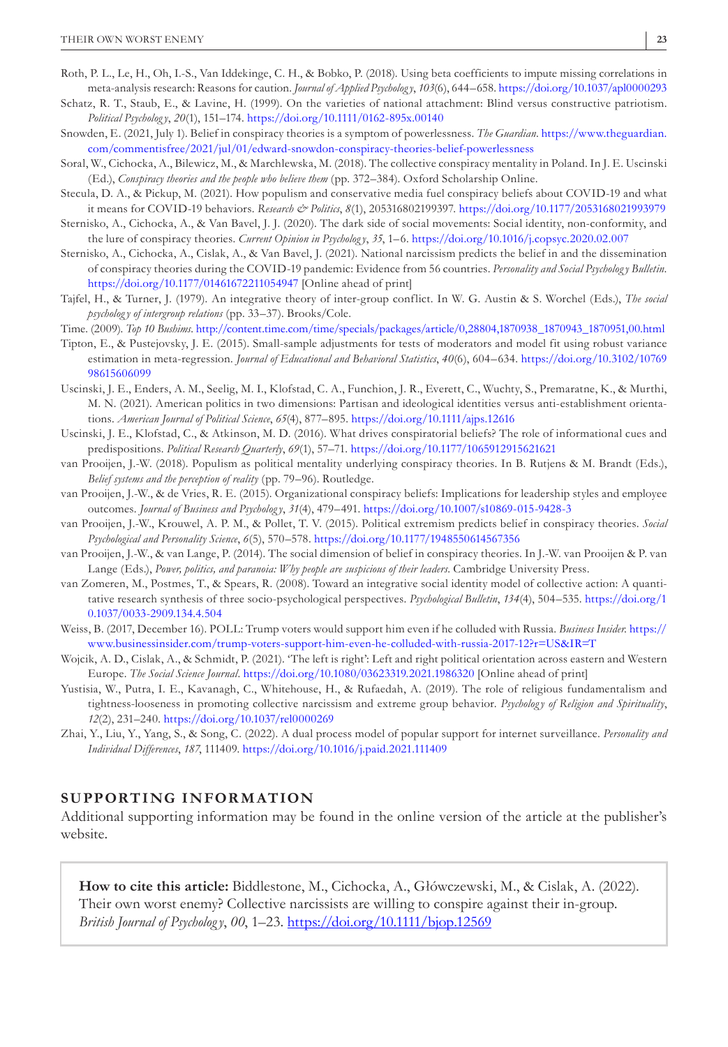Roth, P. L., Le, H., Oh, I.-S., Van Iddekinge, C. H., & Bobko, P. (2018). Using beta coefficients to impute missing correlations in meta-analysis research: Reasons for caution. *Journal of Applied Psychology*, *103*(6), 644–658. https://doi.org/10.1037/apl0000293

Schatz, R. T., Staub, E., & Lavine, H. (1999). On the varieties of national attachment: Blind versus constructive patriotism. *Political Psychology*, *20*(1), 151–174. https://doi.org/10.1111/0162-895x.00140

Snowden, E. (2021, July 1). Belief in conspiracy theories is a symptom of powerlessness. *The Guardian*. https://www.theguardian.com/commentisfree/2021/jul/01/edward-snowdon-conspiracy-theories-belief-powerlessness

Soral, W., Cichocka, A., Bilewicz, M., & Marchlewska, M. (2018). The collective conspiracy mentality in Poland. In J. E. Uscinski (Ed.), *Conspiracy theories and the people who believe them* (pp. 372–384). Oxford Scholarship Online.

Stecula, D. A., & Pickup, M. (2021). How populism and conservative media fuel conspiracy beliefs about COVID-19 and what it means for COVID-19 behaviors. *Research & Politics*, *8*(1), 205316802199397. https://doi.org/10.1177/2053168021993979

Sternisko, A., Cichocka, A., & Van Bavel, J. J. (2020). The dark side of social movements: Social identity, non-conformity, and the lure of conspiracy theories. *Current Opinion in Psychology*, *35*, 1–6. https://doi.org/10.1016/j.copsyc.2020.02.007

Sternisko, A., Cichocka, A., Cislak, A., & Van Bavel, J. (2021). National narcissism predicts the belief in and the dissemination of conspiracy theories during the COVID-19 pandemic: Evidence from 56 countries. *Personality and Social Psychology Bulletin*. https://doi.org/10.1177/01461672211054947 [Online ahead of print]

Tajfel, H., & Turner, J. (1979). An integrative theory of inter-group conflict. In W. G. Austin & S. Worchel (Eds.), *The social psychology of intergroup relations* (pp. 33–37). Brooks/Cole.

Time. (2009). *Top 10 Bushims*. http://content.time.com/time/specials/packages/article/0,28804,1870938_1870943_1870951,00.html

Tipton, E., & Pustejovsky, J. E. (2015). Small-sample adjustments for tests of moderators and model fit using robust variance estimation in meta-regression. *Journal of Educational and Behavioral Statistics*, *40*(6), 604–634. https://doi.org/10.3102/1076998615606099

Uscinski, J. E., Enders, A. M., Seelig, M. I., Klofstad, C. A., Funchion, J. R., Everett, C., Wuchty, S., Premaratne, K., & Murthi, M. N. (2021). American politics in two dimensions: Partisan and ideological identities versus anti-establishment orientations. *American Journal of Political Science*, *65*(4), 877–895. https://doi.org/10.1111/ajps.12616

Uscinski, J. E., Klofstad, C., & Atkinson, M. D. (2016). What drives conspiratorial beliefs? The role of informational cues and predispositions. *Political Research Quarterly*, *69*(1), 57–71. https://doi.org/10.1177/1065912915621621

van Prooijen, J.-W. (2018). Populism as political mentality underlying conspiracy theories. In B. Rutjens & M. Brandt (Eds.), *Belief systems and the perception of reality* (pp. 79–96). Routledge.

van Prooijen, J.-W., & de Vries, R. E. (2015). Organizational conspiracy beliefs: Implications for leadership styles and employee outcomes. *Journal of Business and Psychology*, *31*(4), 479–491. https://doi.org/10.1007/s10869-015-9428-3

van Prooijen, J.-W., Krouwel, A. P. M., & Pollet, T. V. (2015). Political extremism predicts belief in conspiracy theories. *Social Psychological and Personality Science*, *6*(5), 570–578. https://doi.org/10.1177/1948550614567356

van Prooijen, J.-W., & van Lange, P. (2014). The social dimension of belief in conspiracy theories. In J.-W. van Prooijen & P. van Lange (Eds.), *Power, politics, and paranoia: Why people are suspicious of their leaders*. Cambridge University Press.

van Zomeren, M., Postmes, T., & Spears, R. (2008). Toward an integrative social identity model of collective action: A quantitative research synthesis of three socio-psychological perspectives. *Psychological Bulletin*, *134*(4), 504–535. https://doi.org/10.1037/0033-2909.134.4.504

Weiss, B. (2017, December 16). POLL: Trump voters would support him even if he colluded with Russia. *Business Insider*. https://www.businessinsider.com/trump-voters-support-him-even-he-colluded-with-russia-2017-12?r=US&IR=T

Wojcik, A. D., Cislak, A., & Schmidt, P. (2021). 'The left is right': Left and right political orientation across eastern and Western Europe. *The Social Science Journal*. https://doi.org/10.1080/03623319.2021.1986320 [Online ahead of print]

Yustisia, W., Putra, I. E., Kavanagh, C., Whitehouse, H., & Rufaedah, A. (2019). The role of religious fundamentalism and tightness-looseness in promoting collective narcissism and extreme group behavior. *Psychology of Religion and Spirituality*, *12*(2), 231–240. https://doi.org/10.1037/rel0000269

Zhai, Y., Liu, Y., Yang, S., & Song, C. (2022). A dual process model of popular support for internet surveillance. *Personality and Individual Differences*, *187*, 111409. https://doi.org/10.1016/j.paid.2021.111409

## SUPPORTING INFORMATION

Additional supporting information may be found in the online version of the article at the publisher's website.

**How to cite this article:** Biddlestone, M., Cichocka, A., Główczewski, M., & Cislak, A. (2022). Their own worst enemy? Collective narcissists are willing to conspire against their in-group. *British Journal of Psychology*, *00*, 1–23. https://doi.org/10.1111/bjop.12569